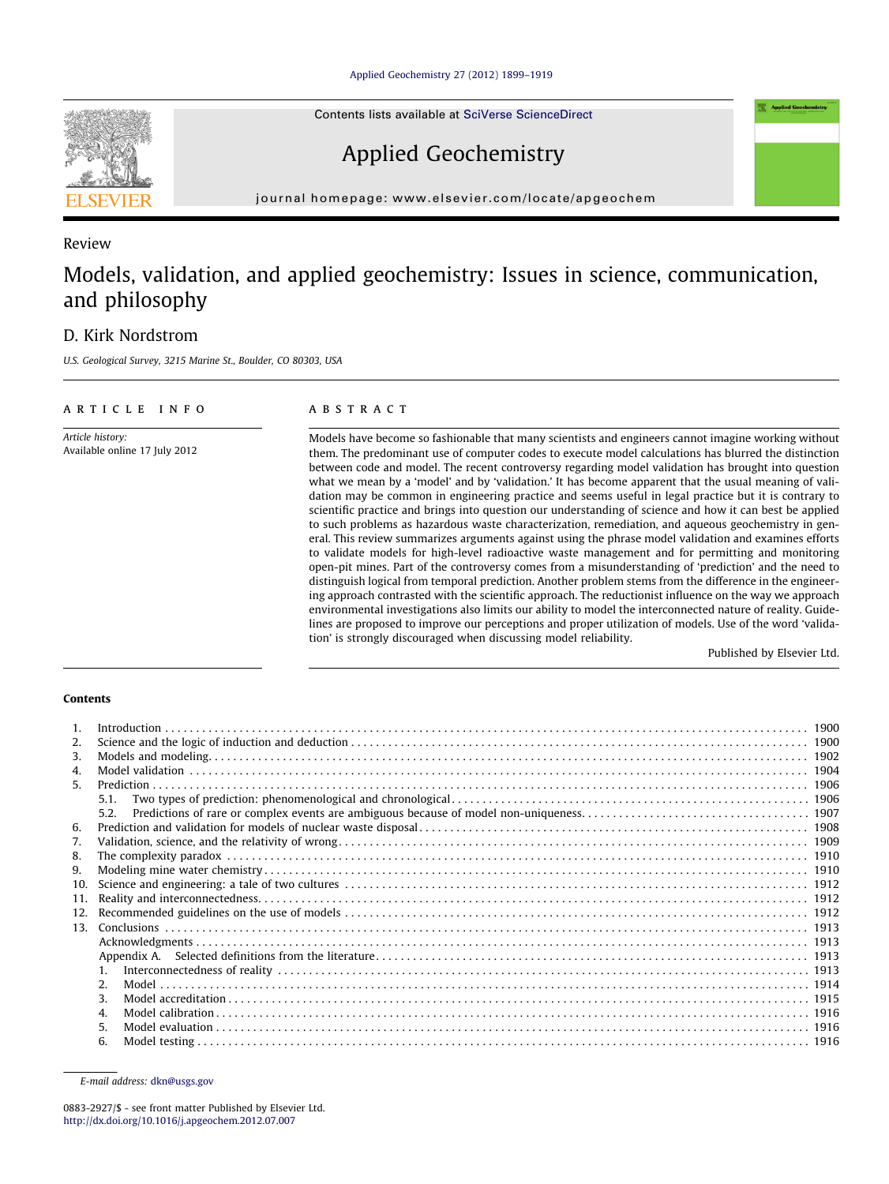Contents lists available at SciVerse ScienceDirect

# Applied Geochemistry

journal homepage: www.elsevier.com/locate/apgeochem

Review

# Models, validation, and applied geochemistry: Issues in science, communication, and philosophy

D. Kirk Nordstrom

*U.S. Geological Survey, 3215 Marine St., Boulder, CO 80303, USA*

## ARTICLE INFO

*Article history:*
Available online 17 July 2012

## ABSTRACT

Models have become so fashionable that many scientists and engineers cannot imagine working without them. The predominant use of computer codes to execute model calculations has blurred the distinction between code and model. The recent controversy regarding model validation has brought into question what we mean by a 'model' and by 'validation.' It has become apparent that the usual meaning of validation may be common in engineering practice and seems useful in legal practice but it is contrary to scientific practice and brings into question our understanding of science and how it can best be applied to such problems as hazardous waste characterization, remediation, and aqueous geochemistry in general. This review summarizes arguments against using the phrase model validation and examines efforts to validate models for high-level radioactive waste management and for permitting and monitoring open-pit mines. Part of the controversy comes from a misunderstanding of 'prediction' and the need to distinguish logical from temporal prediction. Another problem stems from the difference in the engineering approach contrasted with the scientific approach. The reductionist influence on the way we approach environmental investigations also limits our ability to model the interconnected nature of reality. Guidelines are proposed to improve our perceptions and proper utilization of models. Use of the word 'validation' is strongly discouraged when discussing model reliability.

Published by Elsevier Ltd.

**Contents**

1. Introduction . . . . . 1900
2. Science and the logic of induction and deduction . . . . . 1900
3. Models and modeling . . . . . 1902
4. Model validation . . . . . 1904
5. Prediction . . . . . 1906
   - 5.1. Two types of prediction: phenomenological and chronological . . . . . 1906
   - 5.2. Predictions of rare or complex events are ambiguous because of model non-uniqueness . . . . . 1907
6. Prediction and validation for models of nuclear waste disposal . . . . . 1908
7. Validation, science, and the relativity of wrong . . . . . 1909
8. The complexity paradox . . . . . 1910
9. Modeling mine water chemistry . . . . . 1910
10. Science and engineering: a tale of two cultures . . . . . 1912
11. Reality and interconnectedness . . . . . 1912
12. Recommended guidelines on the use of models . . . . . 1912
13. Conclusions . . . . . 1913
    - Acknowledgments . . . . . 1913
    - Appendix A. Selected definitions from the literature . . . . . 1913
      1. Interconnectedness of reality . . . . . 1913
      2. Model . . . . . 1914
      3. Model accreditation . . . . . 1915
      4. Model calibration . . . . . 1916
      5. Model evaluation . . . . . 1916
      6. Model testing . . . . . 1916

*E-mail address:* dkn@usgs.gov

0883-2927/$ - see front matter Published by Elsevier Ltd.
http://dx.doi.org/10.1016/j.apgeochem.2012.07.007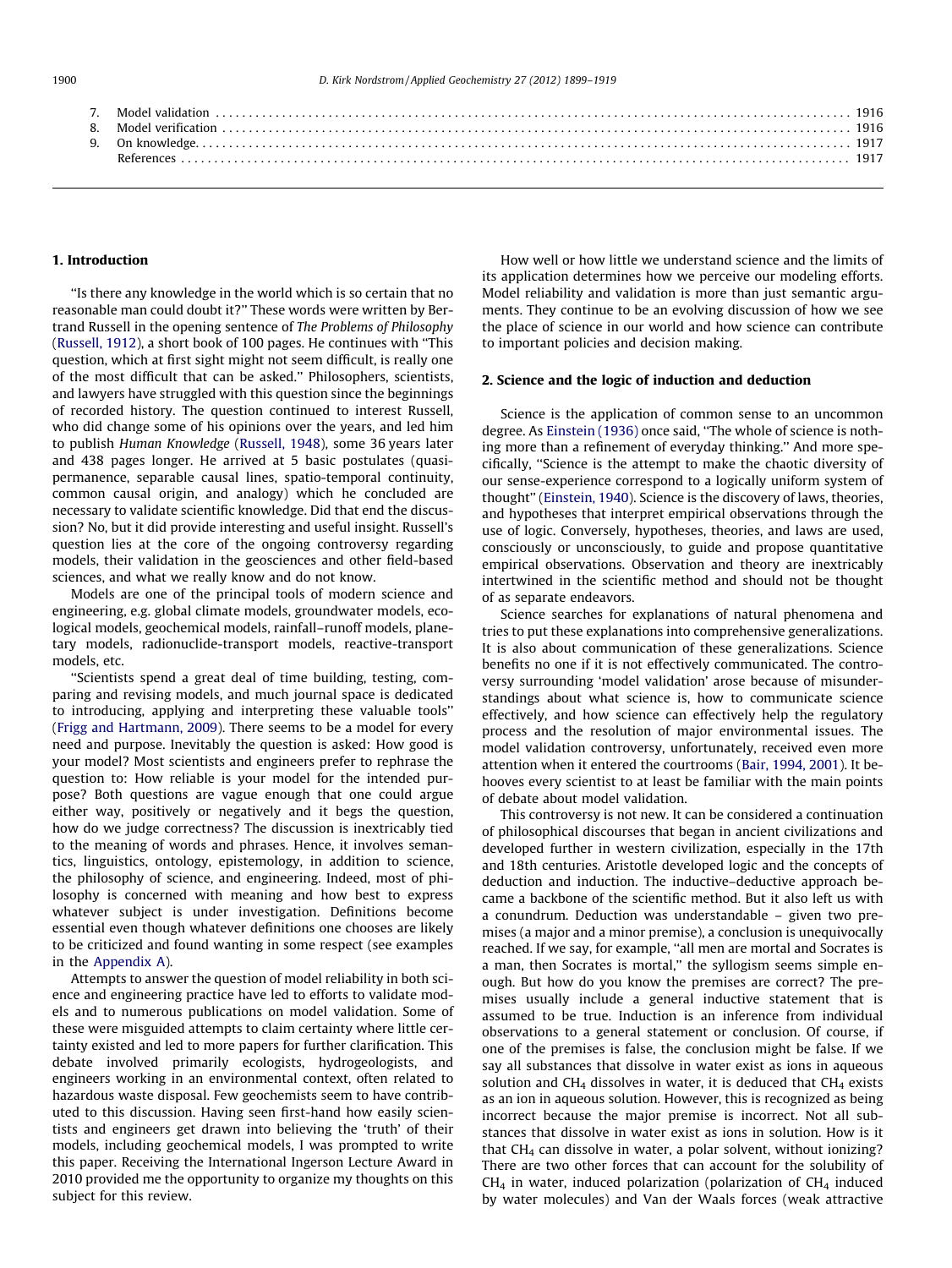7. Model validation ............................................................................ 1916
8. Model verification ........................................................................... 1916
9. On knowledge................................................................................... 1917
References ......................................................................................... 1917

## 1. Introduction

"Is there any knowledge in the world which is so certain that no reasonable man could doubt it?" These words were written by Bertrand Russell in the opening sentence of *The Problems of Philosophy* (Russell, 1912), a short book of 100 pages. He continues with "This question, which at first sight might not seem difficult, is really one of the most difficult that can be asked." Philosophers, scientists, and lawyers have struggled with this question since the beginnings of recorded history. The question continued to interest Russell, who did change some of his opinions over the years, and led him to publish *Human Knowledge* (Russell, 1948), some 36 years later and 438 pages longer. He arrived at 5 basic postulates (quasi-permanence, separable causal lines, spatio-temporal continuity, common causal origin, and analogy) which he concluded are necessary to validate scientific knowledge. Did that end the discussion? No, but it did provide interesting and useful insight. Russell's question lies at the core of the ongoing controversy regarding models, their validation in the geosciences and other field-based sciences, and what we really know and do not know.

Models are one of the principal tools of modern science and engineering, e.g. global climate models, groundwater models, ecological models, geochemical models, rainfall–runoff models, planetary models, radionuclide-transport models, reactive-transport models, etc.

"Scientists spend a great deal of time building, testing, comparing and revising models, and much journal space is dedicated to introducing, applying and interpreting these valuable tools" (Frigg and Hartmann, 2009). There seems to be a model for every need and purpose. Inevitably the question is asked: How good is your model? Most scientists and engineers prefer to rephrase the question to: How reliable is your model for the intended purpose? Both questions are vague enough that one could argue either way, positively or negatively and it begs the question, how do we judge correctness? The discussion is inextricably tied to the meaning of words and phrases. Hence, it involves semantics, linguistics, ontology, epistemology, in addition to science, the philosophy of science, and engineering. Indeed, most of philosophy is concerned with meaning and how best to express whatever subject is under investigation. Definitions become essential even though whatever definitions one chooses are likely to be criticized and found wanting in some respect (see examples in the Appendix A).

Attempts to answer the question of model reliability in both science and engineering practice have led to efforts to validate models and to numerous publications on model validation. Some of these were misguided attempts to claim certainty where little certainty existed and led to more papers for further clarification. This debate involved primarily ecologists, hydrogeologists, and engineers working in an environmental context, often related to hazardous waste disposal. Few geochemists seem to have contributed to this discussion. Having seen first-hand how easily scientists and engineers get drawn into believing the 'truth' of their models, including geochemical models, I was prompted to write this paper. Receiving the International Ingerson Lecture Award in 2010 provided me the opportunity to organize my thoughts on this subject for this review.

How well or how little we understand science and the limits of its application determines how we perceive our modeling efforts. Model reliability and validation is more than just semantic arguments. They continue to be an evolving discussion of how we see the place of science in our world and how science can contribute to important policies and decision making.

## 2. Science and the logic of induction and deduction

Science is the application of common sense to an uncommon degree. As Einstein (1936) once said, "The whole of science is nothing more than a refinement of everyday thinking." And more specifically, "Science is the attempt to make the chaotic diversity of our sense-experience correspond to a logically uniform system of thought" (Einstein, 1940). Science is the discovery of laws, theories, and hypotheses that interpret empirical observations through the use of logic. Conversely, hypotheses, theories, and laws are used, consciously or unconsciously, to guide and propose quantitative empirical observations. Observation and theory are inextricably intertwined in the scientific method and should not be thought of as separate endeavors.

Science searches for explanations of natural phenomena and tries to put these explanations into comprehensive generalizations. It is also about communication of these generalizations. Science benefits no one if it is not effectively communicated. The controversy surrounding 'model validation' arose because of misunderstandings about what science is, how to communicate science effectively, and how science can effectively help the regulatory process and the resolution of major environmental issues. The model validation controversy, unfortunately, received even more attention when it entered the courtrooms (Bair, 1994, 2001). It behooves every scientist to at least be familiar with the main points of debate about model validation.

This controversy is not new. It can be considered a continuation of philosophical discourses that began in ancient civilizations and developed further in western civilization, especially in the 17th and 18th centuries. Aristotle developed logic and the concepts of deduction and induction. The inductive–deductive approach became a backbone of the scientific method. But it also left us with a conundrum. Deduction was understandable – given two premises (a major and a minor premise), a conclusion is unequivocally reached. If we say, for example, "all men are mortal and Socrates is a man, then Socrates is mortal," the syllogism seems simple enough. But how do you know the premises are correct? The premises usually include a general inductive statement that is assumed to be true. Induction is an inference from individual observations to a general statement or conclusion. Of course, if one of the premises is false, the conclusion might be false. If we say all substances that dissolve in water exist as ions in aqueous solution and $CH_4$ dissolves in water, it is deduced that $CH_4$ exists as an ion in aqueous solution. However, this is recognized as being incorrect because the major premise is incorrect. Not all substances that dissolve in water exist as ions in solution. How is it that $CH_4$ can dissolve in water, a polar solvent, without ionizing? There are two other forces that can account for the solubility of $CH_4$ in water, induced polarization (polarization of $CH_4$ induced by water molecules) and Van der Waals forces (weak attractive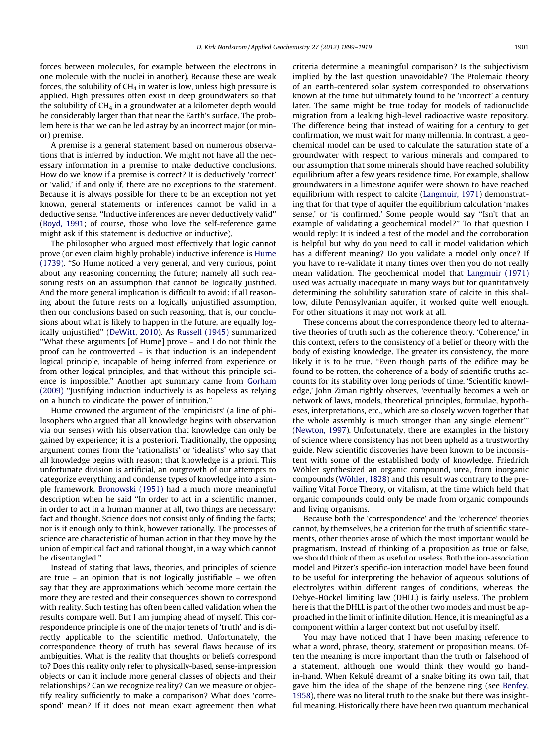forces between molecules, for example between the electrons in one molecule with the nuclei in another). Because these are weak forces, the solubility of $CH_4$ in water is low, unless high pressure is applied. High pressures often exist in deep groundwaters so that the solubility of $CH_4$ in a groundwater at a kilometer depth would be considerably larger than that near the Earth's surface. The problem here is that we can be led astray by an incorrect major (or minor) premise.

A premise is a general statement based on numerous observations that is inferred by induction. We might not have all the necessary information in a premise to make deductive conclusions. How do we know if a premise is correct? It is deductively 'correct' or 'valid,' if and only if, there are no exceptions to the statement. Because it is always possible for there to be an exception not yet known, general statements or inferences cannot be valid in a deductive sense. "Inductive inferences are never deductively valid" (Boyd, 1991; of course, those who love the self-reference game might ask if this statement is deductive or inductive).

The philosopher who argued most effectively that logic cannot prove (or even claim highly probable) inductive inference is Hume (1739). "So Hume noticed a very general, and very curious, point about any reasoning concerning the future; namely all such reasoning rests on an assumption that cannot be logically justified. And the more general implication is difficult to avoid: if all reasoning about the future rests on a logically unjustified assumption, then our conclusions based on such reasoning, that is, our conclusions about what is likely to happen in the future, are equally logically unjustified" (DeWitt, 2010). As Russell (1945) summarized "What these arguments [of Hume] prove – and I do not think the proof can be controverted – is that induction is an independent logical principle, incapable of being inferred from experience or from other logical principles, and that without this principle science is impossible." Another apt summary came from Gorham (2009) "Justifying induction inductively is as hopeless as relying on a hunch to vindicate the power of intuition."

Hume crowned the argument of the 'empiricists' (a line of philosophers who argued that all knowledge begins with observation via our senses) with his observation that knowledge can only be gained by experience; it is a posteriori. Traditionally, the opposing argument comes from the 'rationalists' or 'idealists' who say that all knowledge begins with reason; that knowledge is a priori. This unfortunate division is artificial, an outgrowth of our attempts to categorize everything and condense types of knowledge into a simple framework. Bronowski (1951) had a much more meaningful description when he said "In order to act in a scientific manner, in order to act in a human manner at all, two things are necessary: fact and thought. Science does not consist only of finding the facts; nor is it enough only to think, however rationally. The processes of science are characteristic of human action in that they move by the union of empirical fact and rational thought, in a way which cannot be disentangled."

Instead of stating that laws, theories, and principles of science are true – an opinion that is not logically justifiable – we often say that they are approximations which become more certain the more they are tested and their consequences shown to correspond with reality. Such testing has often been called validation when the results compare well. But I am jumping ahead of myself. This correspondence principle is one of the major tenets of 'truth' and is directly applicable to the scientific method. Unfortunately, the correspondence theory of truth has several flaws because of its ambiguities. What is the reality that thoughts or beliefs correspond to? Does this reality only refer to physically-based, sense-impression objects or can it include more general classes of objects and their relationships? Can we recognize reality? Can we measure or objectify reality sufficiently to make a comparison? What does 'correspond' mean? If it does not mean exact agreement then what criteria determine a meaningful comparison? Is the subjectivism implied by the last question unavoidable? The Ptolemaic theory of an earth-centered solar system corresponded to observations known at the time but ultimately found to be 'incorrect' a century later. The same might be true today for models of radionuclide migration from a leaking high-level radioactive waste repository. The difference being that instead of waiting for a century to get confirmation, we must wait for many millennia. In contrast, a geochemical model can be used to calculate the saturation state of a groundwater with respect to various minerals and compared to our assumption that some minerals should have reached solubility equilibrium after a few years residence time. For example, shallow groundwaters in a limestone aquifer were shown to have reached equilibrium with respect to calcite (Langmuir, 1971) demonstrating that for that type of aquifer the equilibrium calculation 'makes sense,' or 'is confirmed.' Some people would say "Isn't that an example of validating a geochemical model?" To that question I would reply: It is indeed a test of the model and the corroboration is helpful but why do you need to call it model validation which has a different meaning? Do you validate a model only once? If you have to re-validate it many times over then you do not really mean validation. The geochemical model that Langmuir (1971) used was actually inadequate in many ways but for quantitatively determining the solubility saturation state of calcite in this shallow, dilute Pennsylvanian aquifer, it worked quite well enough. For other situations it may not work at all.

These concerns about the correspondence theory led to alternative theories of truth such as the coherence theory. 'Coherence,' in this context, refers to the consistency of a belief or theory with the body of existing knowledge. The greater its consistency, the more likely it is to be true. "Even though parts of the edifice may be found to be rotten, the coherence of a body of scientific truths accounts for its stability over long periods of time. 'Scientific knowledge,' John Ziman rightly observes, 'eventually becomes a web or network of laws, models, theoretical principles, formulae, hypotheses, interpretations, etc., which are so closely woven together that the whole assembly is much stronger than any single element'" (Newton, 1997). Unfortunately, there are examples in the history of science where consistency has not been upheld as a trustworthy guide. New scientific discoveries have been known to be inconsistent with some of the established body of knowledge. Friedrich Wöhler synthesized an organic compound, urea, from inorganic compounds (Wöhler, 1828) and this result was contrary to the prevailing Vital Force Theory, or vitalism, at the time which held that organic compounds could only be made from organic compounds and living organisms.

Because both the 'correspondence' and the 'coherence' theories cannot, by themselves, be a criterion for the truth of scientific statements, other theories arose of which the most important would be pragmatism. Instead of thinking of a proposition as true or false, we should think of them as useful or useless. Both the ion-association model and Pitzer's specific-ion interaction model have been found to be useful for interpreting the behavior of aqueous solutions of electrolytes within different ranges of conditions, whereas the Debye-Hückel limiting law (DHLL) is fairly useless. The problem here is that the DHLL is part of the other two models and must be approached in the limit of infinite dilution. Hence, it is meaningful as a component within a larger context but not useful by itself.

You may have noticed that I have been making reference to what a word, phrase, theory, statement or proposition means. Often the meaning is more important than the truth or falsehood of a statement, although one would think they would go hand-in-hand. When Kekulé dreamt of a snake biting its own tail, that gave him the idea of the shape of the benzene ring (see Benfey, 1958), there was no literal truth to the snake but there was insightful meaning. Historically there have been two quantum mechanical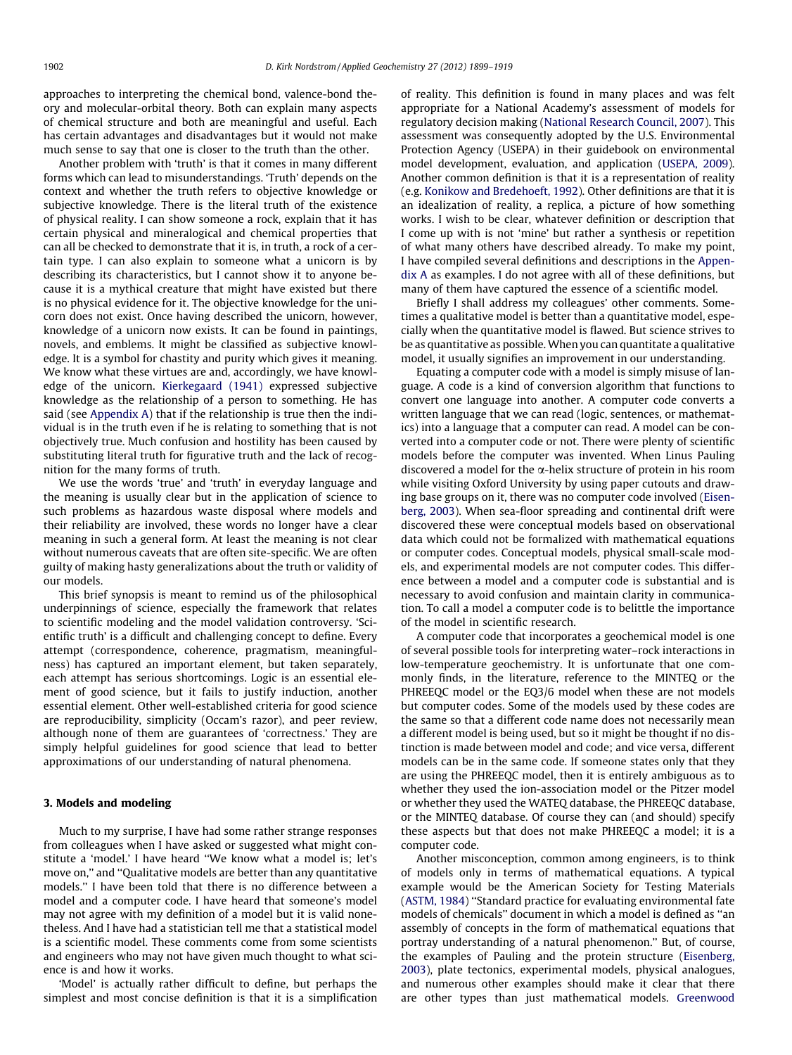approaches to interpreting the chemical bond, valence-bond theory and molecular-orbital theory. Both can explain many aspects of chemical structure and both are meaningful and useful. Each has certain advantages and disadvantages but it would not make much sense to say that one is closer to the truth than the other.

Another problem with 'truth' is that it comes in many different forms which can lead to misunderstandings. 'Truth' depends on the context and whether the truth refers to objective knowledge or subjective knowledge. There is the literal truth of the existence of physical reality. I can show someone a rock, explain that it has certain physical and mineralogical and chemical properties that can all be checked to demonstrate that it is, in truth, a rock of a certain type. I can also explain to someone what a unicorn is by describing its characteristics, but I cannot show it to anyone because it is a mythical creature that might have existed but there is no physical evidence for it. The objective knowledge for the unicorn does not exist. Once having described the unicorn, however, knowledge of a unicorn now exists. It can be found in paintings, novels, and emblems. It might be classified as subjective knowledge. It is a symbol for chastity and purity which gives it meaning. We know what these virtues are and, accordingly, we have knowledge of the unicorn. Kierkegaard (1941) expressed subjective knowledge as the relationship of a person to something. He has said (see Appendix A) that if the relationship is true then the individual is in the truth even if he is relating to something that is not objectively true. Much confusion and hostility has been caused by substituting literal truth for figurative truth and the lack of recognition for the many forms of truth.

We use the words 'true' and 'truth' in everyday language and the meaning is usually clear but in the application of science to such problems as hazardous waste disposal where models and their reliability are involved, these words no longer have a clear meaning in such a general form. At least the meaning is not clear without numerous caveats that are often site-specific. We are often guilty of making hasty generalizations about the truth or validity of our models.

This brief synopsis is meant to remind us of the philosophical underpinnings of science, especially the framework that relates to scientific modeling and the model validation controversy. 'Scientific truth' is a difficult and challenging concept to define. Every attempt (correspondence, coherence, pragmatism, meaningfulness) has captured an important element, but taken separately, each attempt has serious shortcomings. Logic is an essential element of good science, but it fails to justify induction, another essential element. Other well-established criteria for good science are reproducibility, simplicity (Occam's razor), and peer review, although none of them are guarantees of 'correctness.' They are simply helpful guidelines for good science that lead to better approximations of our understanding of natural phenomena.

## 3. Models and modeling

Much to my surprise, I have had some rather strange responses from colleagues when I have asked or suggested what might constitute a 'model.' I have heard "We know what a model is; let's move on," and "Qualitative models are better than any quantitative models." I have been told that there is no difference between a model and a computer code. I have heard that someone's model may not agree with my definition of a model but it is valid nonetheless. And I have had a statistician tell me that a statistical model is a scientific model. These comments come from some scientists and engineers who may not have given much thought to what science is and how it works.

'Model' is actually rather difficult to define, but perhaps the simplest and most concise definition is that it is a simplification of reality. This definition is found in many places and was felt appropriate for a National Academy's assessment of models for regulatory decision making (National Research Council, 2007). This assessment was consequently adopted by the U.S. Environmental Protection Agency (USEPA) in their guidebook on environmental model development, evaluation, and application (USEPA, 2009). Another common definition is that it is a representation of reality (e.g. Konikow and Bredehoeft, 1992). Other definitions are that it is an idealization of reality, a replica, a picture of how something works. I wish to be clear, whatever definition or description that I come up with is not 'mine' but rather a synthesis or repetition of what many others have described already. To make my point, I have compiled several definitions and descriptions in the Appendix A as examples. I do not agree with all of these definitions, but many of them have captured the essence of a scientific model.

Briefly I shall address my colleagues' other comments. Sometimes a qualitative model is better than a quantitative model, especially when the quantitative model is flawed. But science strives to be as quantitative as possible. When you can quantitate a qualitative model, it usually signifies an improvement in our understanding.

Equating a computer code with a model is simply misuse of language. A code is a kind of conversion algorithm that functions to convert one language into another. A computer code converts a written language that we can read (logic, sentences, or mathematics) into a language that a computer can read. A model can be converted into a computer code or not. There were plenty of scientific models before the computer was invented. When Linus Pauling discovered a model for the α-helix structure of protein in his room while visiting Oxford University by using paper cutouts and drawing base groups on it, there was no computer code involved (Eisenberg, 2003). When sea-floor spreading and continental drift were discovered these were conceptual models based on observational data which could not be formalized with mathematical equations or computer codes. Conceptual models, physical small-scale models, and experimental models are not computer codes. This difference between a model and a computer code is substantial and is necessary to avoid confusion and maintain clarity in communication. To call a model a computer code is to belittle the importance of the model in scientific research.

A computer code that incorporates a geochemical model is one of several possible tools for interpreting water–rock interactions in low-temperature geochemistry. It is unfortunate that one commonly finds, in the literature, reference to the MINTEQ or the PHREEQC model or the EQ3/6 model when these are not models but computer codes. Some of the models used by these codes are the same so that a different code name does not necessarily mean a different model is being used, but so it might be thought if no distinction is made between model and code; and vice versa, different models can be in the same code. If someone states only that they are using the PHREEQC model, then it is entirely ambiguous as to whether they used the ion-association model or the Pitzer model or whether they used the WATEQ database, the PHREEQC database, or the MINTEQ database. Of course they can (and should) specify these aspects but that does not make PHREEQC a model; it is a computer code.

Another misconception, common among engineers, is to think of models only in terms of mathematical equations. A typical example would be the American Society for Testing Materials (ASTM, 1984) "Standard practice for evaluating environmental fate models of chemicals" document in which a model is defined as "an assembly of concepts in the form of mathematical equations that portray understanding of a natural phenomenon." But, of course, the examples of Pauling and the protein structure (Eisenberg, 2003), plate tectonics, experimental models, physical analogues, and numerous other examples should make it clear that there are other types than just mathematical models. Greenwood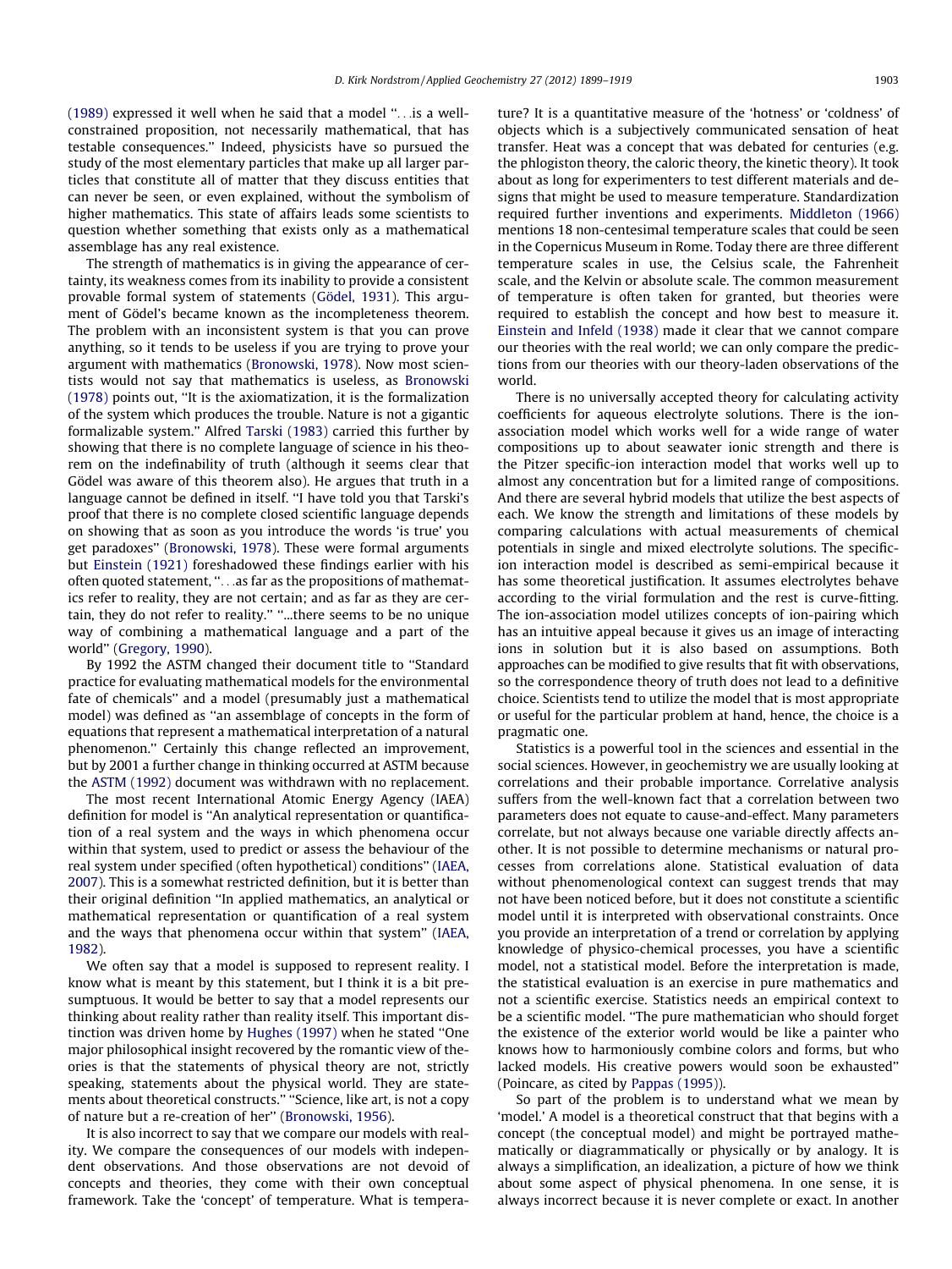(1989) expressed it well when he said that a model "…is a well-constrained proposition, not necessarily mathematical, that has testable consequences." Indeed, physicists have so pursued the study of the most elementary particles that make up all larger particles that constitute all of matter that they discuss entities that can never be seen, or even explained, without the symbolism of higher mathematics. This state of affairs leads some scientists to question whether something that exists only as a mathematical assemblage has any real existence.

The strength of mathematics is in giving the appearance of certainty, its weakness comes from its inability to provide a consistent provable formal system of statements (Gödel, 1931). This argument of Gödel's became known as the incompleteness theorem. The problem with an inconsistent system is that you can prove anything, so it tends to be useless if you are trying to prove your argument with mathematics (Bronowski, 1978). Now most scientists would not say that mathematics is useless, as Bronowski (1978) points out, "It is the axiomatization, it is the formalization of the system which produces the trouble. Nature is not a gigantic formalizable system." Alfred Tarski (1983) carried this further by showing that there is no complete language of science in his theorem on the indefinability of truth (although it seems clear that Gödel was aware of this theorem also). He argues that truth in a language cannot be defined in itself. "I have told you that Tarski's proof that there is no complete closed scientific language depends on showing that as soon as you introduce the words 'is true' you get paradoxes" (Bronowski, 1978). These were formal arguments but Einstein (1921) foreshadowed these findings earlier with his often quoted statement, "…as far as the propositions of mathematics refer to reality, they are not certain; and as far as they are certain, they do not refer to reality." "...there seems to be no unique way of combining a mathematical language and a part of the world" (Gregory, 1990).

By 1992 the ASTM changed their document title to "Standard practice for evaluating mathematical models for the environmental fate of chemicals" and a model (presumably just a mathematical model) was defined as "an assemblage of concepts in the form of equations that represent a mathematical interpretation of a natural phenomenon." Certainly this change reflected an improvement, but by 2001 a further change in thinking occurred at ASTM because the ASTM (1992) document was withdrawn with no replacement.

The most recent International Atomic Energy Agency (IAEA) definition for model is "An analytical representation or quantification of a real system and the ways in which phenomena occur within that system, used to predict or assess the behaviour of the real system under specified (often hypothetical) conditions" (IAEA, 2007). This is a somewhat restricted definition, but it is better than their original definition "In applied mathematics, an analytical or mathematical representation or quantification of a real system and the ways that phenomena occur within that system" (IAEA, 1982).

We often say that a model is supposed to represent reality. I know what is meant by this statement, but I think it is a bit presumptuous. It would be better to say that a model represents our thinking about reality rather than reality itself. This important distinction was driven home by Hughes (1997) when he stated "One major philosophical insight recovered by the romantic view of theories is that the statements of physical theory are not, strictly speaking, statements about the physical world. They are statements about theoretical constructs." "Science, like art, is not a copy of nature but a re-creation of her" (Bronowski, 1956).

It is also incorrect to say that we compare our models with reality. We compare the consequences of our models with independent observations. And those observations are not devoid of concepts and theories, they come with their own conceptual framework. Take the 'concept' of temperature. What is temperature? It is a quantitative measure of the 'hotness' or 'coldness' of objects which is a subjectively communicated sensation of heat transfer. Heat was a concept that was debated for centuries (e.g. the phlogiston theory, the caloric theory, the kinetic theory). It took about as long for experimenters to test different materials and designs that might be used to measure temperature. Standardization required further inventions and experiments. Middleton (1966) mentions 18 non-centesimal temperature scales that could be seen in the Copernicus Museum in Rome. Today there are three different temperature scales in use, the Celsius scale, the Fahrenheit scale, and the Kelvin or absolute scale. The common measurement of temperature is often taken for granted, but theories were required to establish the concept and how best to measure it. Einstein and Infeld (1938) made it clear that we cannot compare our theories with the real world; we can only compare the predictions from our theories with our theory-laden observations of the world.

There is no universally accepted theory for calculating activity coefficients for aqueous electrolyte solutions. There is the ion-association model which works well for a wide range of water compositions up to about seawater ionic strength and there is the Pitzer specific-ion interaction model that works well up to almost any concentration but for a limited range of compositions. And there are several hybrid models that utilize the best aspects of each. We know the strength and limitations of these models by comparing calculations with actual measurements of chemical potentials in single and mixed electrolyte solutions. The specific-ion interaction model is described as semi-empirical because it has some theoretical justification. It assumes electrolytes behave according to the virial formulation and the rest is curve-fitting. The ion-association model utilizes concepts of ion-pairing which has an intuitive appeal because it gives us an image of interacting ions in solution but it is also based on assumptions. Both approaches can be modified to give results that fit with observations, so the correspondence theory of truth does not lead to a definitive choice. Scientists tend to utilize the model that is most appropriate or useful for the particular problem at hand, hence, the choice is a pragmatic one.

Statistics is a powerful tool in the sciences and essential in the social sciences. However, in geochemistry we are usually looking at correlations and their probable importance. Correlative analysis suffers from the well-known fact that a correlation between two parameters does not equate to cause-and-effect. Many parameters correlate, but not always because one variable directly affects another. It is not possible to determine mechanisms or natural processes from correlations alone. Statistical evaluation of data without phenomenological context can suggest trends that may not have been noticed before, but it does not constitute a scientific model until it is interpreted with observational constraints. Once you provide an interpretation of a trend or correlation by applying knowledge of physico-chemical processes, you have a scientific model, not a statistical model. Before the interpretation is made, the statistical evaluation is an exercise in pure mathematics and not a scientific exercise. Statistics needs an empirical context to be a scientific model. "The pure mathematician who should forget the existence of the exterior world would be like a painter who knows how to harmoniously combine colors and forms, but who lacked models. His creative powers would soon be exhausted" (Poincare, as cited by Pappas (1995)).

So part of the problem is to understand what we mean by 'model.' A model is a theoretical construct that begins with a concept (the conceptual model) and might be portrayed mathematically or diagrammatically or physically or by analogy. It is always a simplification, an idealization, a picture of how we think about some aspect of physical phenomena. In one sense, it is always incorrect because it is never complete or exact. In another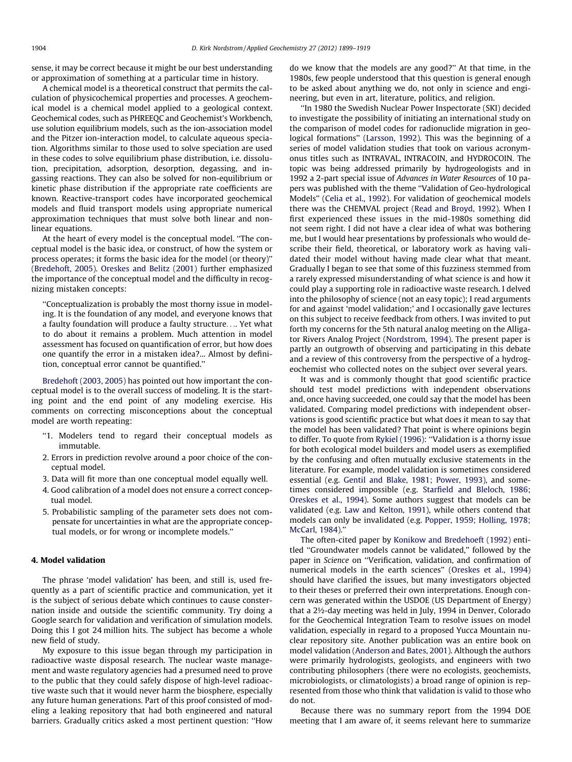sense, it may be correct because it might be our best understanding or approximation of something at a particular time in history.

A chemical model is a theoretical construct that permits the calculation of physicochemical properties and processes. A geochemical model is a chemical model applied to a geological context. Geochemical codes, such as PHREEQC and Geochemist's Workbench, use solution equilibrium models, such as the ion-association model and the Pitzer ion-interaction model, to calculate aqueous speciation. Algorithms similar to those used to solve speciation are used in these codes to solve equilibrium phase distribution, i.e. dissolution, precipitation, adsorption, desorption, degassing, and ingassing reactions. They can also be solved for non-equilibrium or kinetic phase distribution if the appropriate rate coefficients are known. Reactive-transport codes have incorporated geochemical models and fluid transport models using appropriate numerical approximation techniques that must solve both linear and non-linear equations.

At the heart of every model is the conceptual model. ''The conceptual model is the basic idea, or construct, of how the system or process operates; it forms the basic idea for the model (or theory)'' (Bredehoft, 2005). Oreskes and Belitz (2001) further emphasized the importance of the conceptual model and the difficulty in recognizing mistaken concepts:

> ''Conceptualization is probably the most thorny issue in modeling. It is the foundation of any model, and everyone knows that a faulty foundation will produce a faulty structure.... Yet what to do about it remains a problem. Much attention in model assessment has focused on quantification of error, but how does one quantify the error in a mistaken idea?... Almost by definition, conceptual error cannot be quantified.''

Bredehoft (2003, 2005) has pointed out how important the conceptual model is to the overall success of modeling. It is the starting point and the end point of any modeling exercise. His comments on correcting misconceptions about the conceptual model are worth repeating:

> ''1. Modelers tend to regard their conceptual models as immutable.
> 2. Errors in prediction revolve around a poor choice of the conceptual model.
> 3. Data will fit more than one conceptual model equally well.
> 4. Good calibration of a model does not ensure a correct conceptual model.
> 5. Probabilistic sampling of the parameter sets does not compensate for uncertainties in what are the appropriate conceptual models, or for wrong or incomplete models.''

## 4. Model validation

The phrase 'model validation' has been, and still is, used frequently as a part of scientific practice and communication, yet it is the subject of serious debate which continues to cause consternation inside and outside the scientific community. Try doing a Google search for validation and verification of simulation models. Doing this I got 24 million hits. The subject has become a whole new field of study.

My exposure to this issue began through my participation in radioactive waste disposal research. The nuclear waste management and waste regulatory agencies had a presumed need to prove to the public that they could safely dispose of high-level radioactive waste such that it would never harm the biosphere, especially any future human generations. Part of this proof consisted of modeling a leaking repository that had both engineered and natural barriers. Gradually critics asked a most pertinent question: ''How do we know that the models are any good?'' At that time, in the 1980s, few people understood that this question is general enough to be asked about anything we do, not only in science and engineering, but even in art, literature, politics, and religion.

''In 1980 the Swedish Nuclear Power Inspectorate (SKI) decided to investigate the possibility of initiating an international study on the comparison of model codes for radionuclide migration in geological formations'' (Larsson, 1992). This was the beginning of a series of model validation studies that took on various acronymonous titles such as INTRAVAL, INTRACOIN, and HYDROCOIN. The topic was being addressed primarily by hydrogeologists and in 1992 a 2-part special issue of *Advances in Water Resources* of 10 papers was published with the theme ''Validation of Geo-hydrological Models'' (Celia et al., 1992). For validation of geochemical models there was the CHEMVAL project (Read and Broyd, 1992). When I first experienced these issues in the mid-1980s something did not seem right. I did not have a clear idea of what was bothering me, but I would hear presentations by professionals who would describe their field, theoretical, or laboratory work as having validated their model without having made clear what that meant. Gradually I began to see that some of this fuzziness stemmed from a rarely expressed misunderstanding of what science is and how it could play a supporting role in radioactive waste research. I delved into the philosophy of science (not an easy topic); I read arguments for and against 'model validation;' and I occasionally gave lectures on this subject to receive feedback from others. I was invited to put forth my concerns for the 5th natural analog meeting on the Alligator Rivers Analog Project (Nordstrom, 1994). The present paper is partly an outgrowth of observing and participating in this debate and a review of this controversy from the perspective of a hydrogeochemist who collected notes on the subject over several years.

It was and is commonly thought that good scientific practice should test model predictions with independent observations and, once having succeeded, one could say that the model has been validated. Comparing model predictions with independent observations is good scientific practice but what does it mean to say that the model has been validated? That point is where opinions begin to differ. To quote from Rykiel (1996): ''Validation is a thorny issue for both ecological model builders and model users as exemplified by the confusing and often mutually exclusive statements in the literature. For example, model validation is sometimes considered essential (e.g. Gentil and Blake, 1981; Power, 1993), and sometimes considered impossible (e.g. Starfield and Bleloch, 1986; Oreskes et al., 1994). Some authors suggest that models can be validated (e.g. Law and Kelton, 1991), while others contend that models can only be invalidated (e.g. Popper, 1959; Holling, 1978; McCarl, 1984).''

The often-cited paper by Konikow and Bredehoeft (1992) entitled ''Groundwater models cannot be validated,'' followed by the paper in *Science* on ''Verification, validation, and confirmation of numerical models in the earth sciences'' (Oreskes et al., 1994) should have clarified the issues, but many investigators objected to their theses or preferred their own interpretations. Enough concern was generated within the USDOE (US Department of Energy) that a 2½-day meeting was held in July, 1994 in Denver, Colorado for the Geochemical Integration Team to resolve issues on model validation, especially in regard to a proposed Yucca Mountain nuclear repository site. Another publication was an entire book on model validation (Anderson and Bates, 2001). Although the authors were primarily hydrologists, geologists, and engineers with two contributing philosophers (there were no ecologists, geochemists, microbiologists, or climatologists) a broad range of opinion is represented from those who think that validation is valid to those who do not.

Because there was no summary report from the 1994 DOE meeting that I am aware of, it seems relevant here to summarize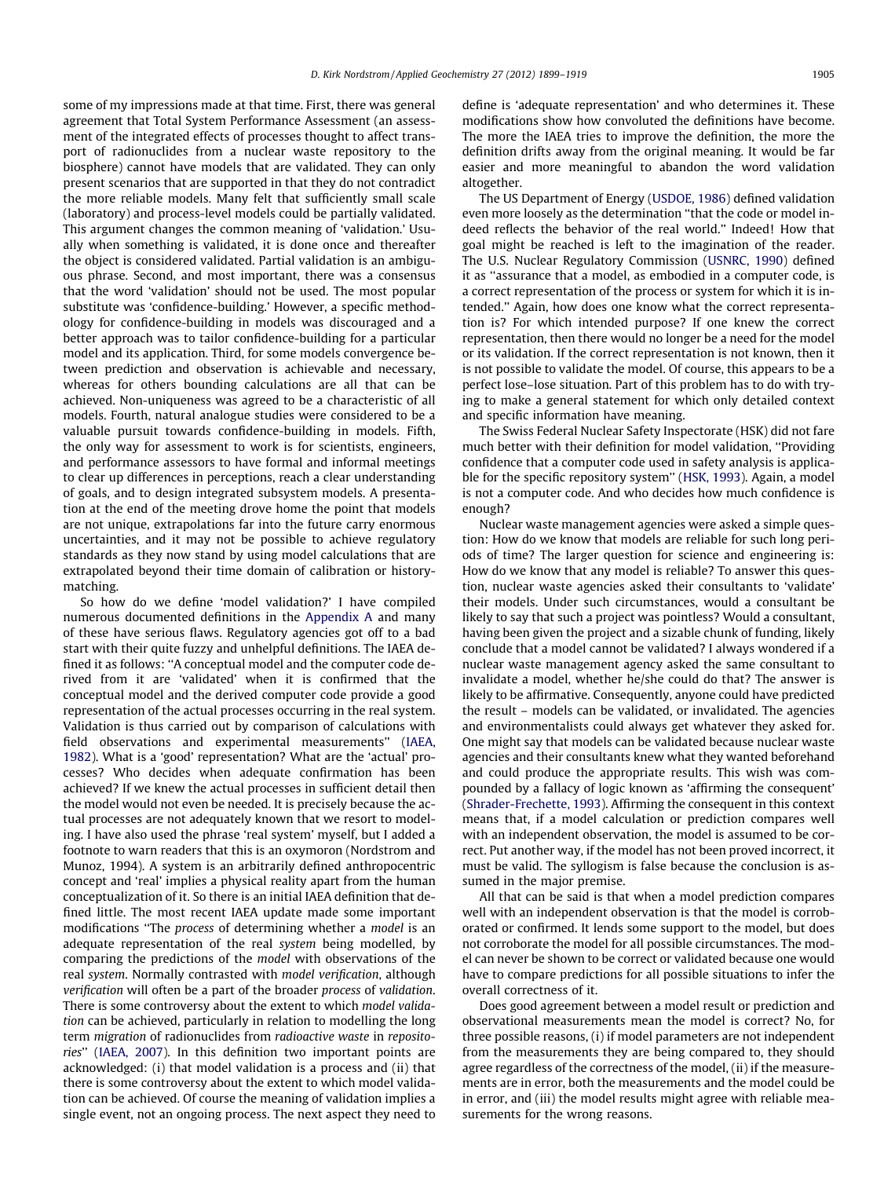some of my impressions made at that time. First, there was general agreement that Total System Performance Assessment (an assessment of the integrated effects of processes thought to affect transport of radionuclides from a nuclear waste repository to the biosphere) cannot have models that are validated. They can only present scenarios that are supported in that they do not contradict the more reliable models. Many felt that sufficiently small scale (laboratory) and process-level models could be partially validated. This argument changes the common meaning of 'validation.' Usually when something is validated, it is done once and thereafter the object is considered validated. Partial validation is an ambiguous phrase. Second, and most important, there was a consensus that the word 'validation' should not be used. The most popular substitute was 'confidence-building.' However, a specific methodology for confidence-building in models was discouraged and a better approach was to tailor confidence-building for a particular model and its application. Third, for some models convergence between prediction and observation is achievable and necessary, whereas for others bounding calculations are all that can be achieved. Non-uniqueness was agreed to be a characteristic of all models. Fourth, natural analogue studies were considered to be a valuable pursuit towards confidence-building in models. Fifth, the only way for assessment to work is for scientists, engineers, and performance assessors to have formal and informal meetings to clear up differences in perceptions, reach a clear understanding of goals, and to design integrated subsystem models. A presentation at the end of the meeting drove home the point that models are not unique, extrapolations far into the future carry enormous uncertainties, and it may not be possible to achieve regulatory standards as they now stand by using model calculations that are extrapolated beyond their time domain of calibration or history-matching.

So how do we define 'model validation?' I have compiled numerous documented definitions in the Appendix A and many of these have serious flaws. Regulatory agencies got off to a bad start with their quite fuzzy and unhelpful definitions. The IAEA defined it as follows: ''A conceptual model and the computer code derived from it are 'validated' when it is confirmed that the conceptual model and the derived computer code provide a good representation of the actual processes occurring in the real system. Validation is thus carried out by comparison of calculations with field observations and experimental measurements'' (IAEA, 1982). What is a 'good' representation? What are the 'actual' processes? Who decides when adequate confirmation has been achieved? If we knew the actual processes in sufficient detail then the model would not even be needed. It is precisely because the actual processes are not adequately known that we resort to modeling. I have also used the phrase 'real system' myself, but I added a footnote to warn readers that this is an oxymoron (Nordstrom and Munoz, 1994). A system is an arbitrarily defined anthropocentric concept and 'real' implies a physical reality apart from the human conceptualization of it. So there is an initial IAEA definition that defined little. The most recent IAEA update made some important modifications ''The *process* of determining whether a *model* is an adequate representation of the real *system* being modelled, by comparing the predictions of the *model* with observations of the real *system*. Normally contrasted with *model verification*, although *verification* will often be a part of the broader *process* of *validation*. There is some controversy about the extent to which *model validation* can be achieved, particularly in relation to modelling the long term *migration* of radionuclides from *radioactive waste* in *repositories*'' (IAEA, 2007). In this definition two important points are acknowledged: (i) that model validation is a process and (ii) that there is some controversy about the extent to which model validation can be achieved. Of course the meaning of validation implies a single event, not an ongoing process. The next aspect they need to define is 'adequate representation' and who determines it. These modifications show how convoluted the definitions have become. The more the IAEA tries to improve the definition, the more the definition drifts away from the original meaning. It would be far easier and more meaningful to abandon the word validation altogether.

The US Department of Energy (USDOE, 1986) defined validation even more loosely as the determination ''that the code or model indeed reflects the behavior of the real world.'' Indeed! How that goal might be reached is left to the imagination of the reader. The U.S. Nuclear Regulatory Commission (USNRC, 1990) defined it as ''assurance that a model, as embodied in a computer code, is a correct representation of the process or system for which it is intended.'' Again, how does one know what the correct representation is? For which intended purpose? If one knew the correct representation, then there would no longer be a need for the model or its validation. If the correct representation is not known, then it is not possible to validate the model. Of course, this appears to be a perfect lose–lose situation. Part of this problem has to do with trying to make a general statement for which only detailed context and specific information have meaning.

The Swiss Federal Nuclear Safety Inspectorate (HSK) did not fare much better with their definition for model validation, ''Providing confidence that a computer code used in safety analysis is applicable for the specific repository system'' (HSK, 1993). Again, a model is not a computer code. And who decides how much confidence is enough?

Nuclear waste management agencies were asked a simple question: How do we know that models are reliable for such long periods of time? The larger question for science and engineering is: How do we know that any model is reliable? To answer this question, nuclear waste agencies asked their consultants to 'validate' their models. Under such circumstances, would a consultant be likely to say that such a project was pointless? Would a consultant, having been given the project and a sizable chunk of funding, likely conclude that a model cannot be validated? I always wondered if a nuclear waste management agency asked the same consultant to invalidate a model, whether he/she could do that? The answer is likely to be affirmative. Consequently, anyone could have predicted the result – models can be validated, or invalidated. The agencies and environmentalists could always get whatever they asked for. One might say that models can be validated because nuclear waste agencies and their consultants knew what they wanted beforehand and could produce the appropriate results. This wish was compounded by a fallacy of logic known as 'affirming the consequent' (Shrader-Frechette, 1993). Affirming the consequent in this context means that, if a model calculation or prediction compares well with an independent observation, the model is assumed to be correct. Put another way, if the model has not been proved incorrect, it must be valid. The syllogism is false because the conclusion is assumed in the major premise.

All that can be said is that when a model prediction compares well with an independent observation is that the model is corroborated or confirmed. It lends some support to the model, but does not corroborate the model for all possible circumstances. The model can never be shown to be correct or validated because one would have to compare predictions for all possible situations to infer the overall correctness of it.

Does good agreement between a model result or prediction and observational measurements mean the model is correct? No, for three possible reasons, (i) if model parameters are not independent from the measurements they are being compared to, they should agree regardless of the correctness of the model, (ii) if the measurements are in error, both the measurements and the model could be in error, and (iii) the model results might agree with reliable measurements for the wrong reasons.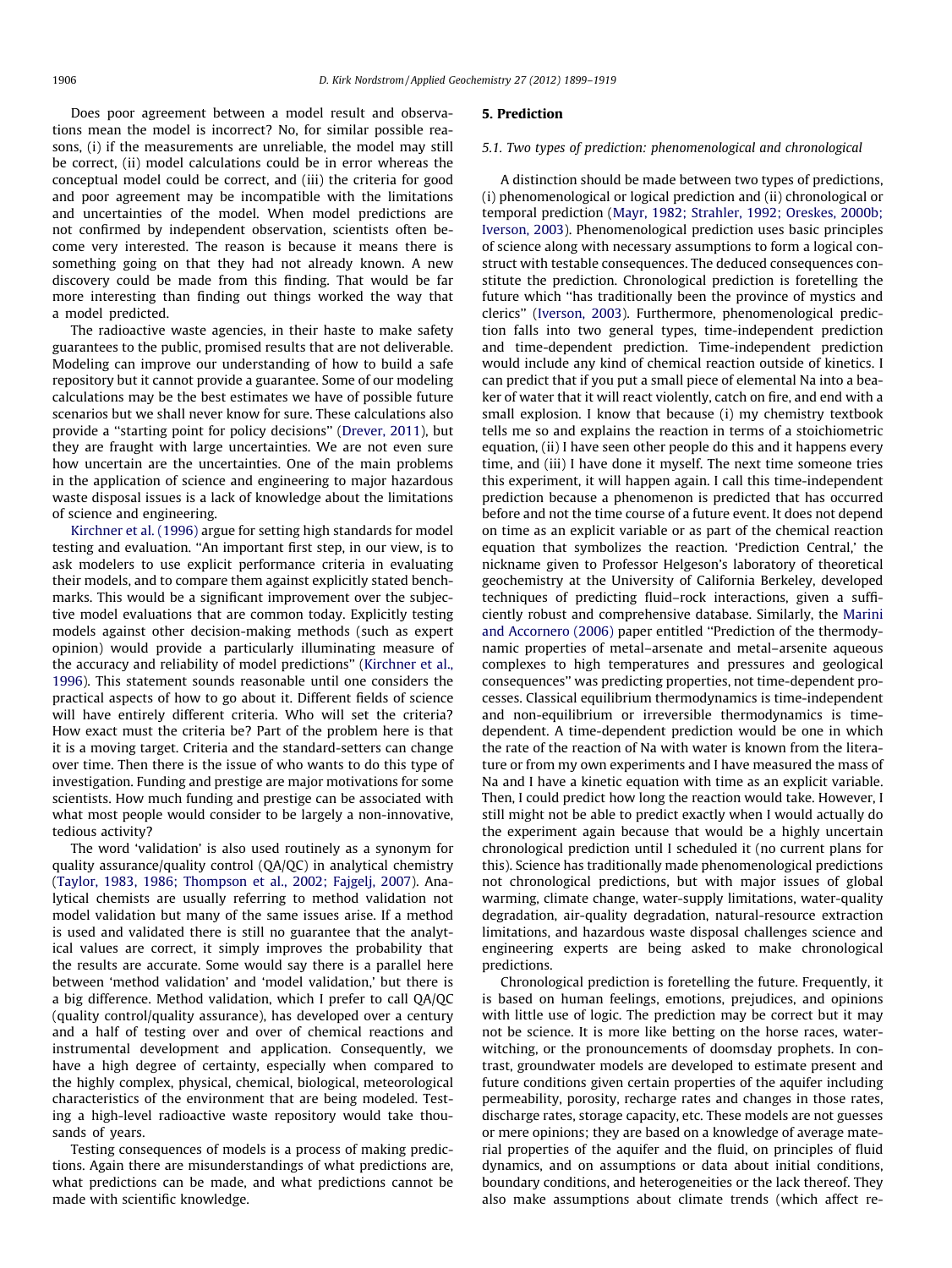Does poor agreement between a model result and observations mean the model is incorrect? No, for similar possible reasons, (i) if the measurements are unreliable, the model may still be correct, (ii) model calculations could be in error whereas the conceptual model could be correct, and (iii) the criteria for good and poor agreement may be incompatible with the limitations and uncertainties of the model. When model predictions are not confirmed by independent observation, scientists often become very interested. The reason is because it means there is something going on that they had not already known. A new discovery could be made from this finding. That would be far more interesting than finding out things worked the way that a model predicted.

The radioactive waste agencies, in their haste to make safety guarantees to the public, promised results that are not deliverable. Modeling can improve our understanding of how to build a safe repository but it cannot provide a guarantee. Some of our modeling calculations may be the best estimates we have of possible future scenarios but we shall never know for sure. These calculations also provide a "starting point for policy decisions" (Drever, 2011), but they are fraught with large uncertainties. We are not even sure how uncertain are the uncertainties. One of the main problems in the application of science and engineering to major hazardous waste disposal issues is a lack of knowledge about the limitations of science and engineering.

Kirchner et al. (1996) argue for setting high standards for model testing and evaluation. "An important first step, in our view, is to ask modelers to use explicit performance criteria in evaluating their models, and to compare them against explicitly stated benchmarks. This would be a significant improvement over the subjective model evaluations that are common today. Explicitly testing models against other decision-making methods (such as expert opinion) would provide a particularly illuminating measure of the accuracy and reliability of model predictions" (Kirchner et al., 1996). This statement sounds reasonable until one considers the practical aspects of how to go about it. Different fields of science will have entirely different criteria. Who will set the criteria? How exact must the criteria be? Part of the problem here is that it is a moving target. Criteria and the standard-setters can change over time. Then there is the issue of who wants to do this type of investigation. Funding and prestige are major motivations for some scientists. How much funding and prestige can be associated with what most people would consider to be largely a non-innovative, tedious activity?

The word 'validation' is also used routinely as a synonym for quality assurance/quality control (QA/QC) in analytical chemistry (Taylor, 1983, 1986; Thompson et al., 2002; Fajgelj, 2007). Analytical chemists are usually referring to method validation not model validation but many of the same issues arise. If a method is used and validated there is still no guarantee that the analytical values are correct, it simply improves the probability that the results are accurate. Some would say there is a parallel here between 'method validation' and 'model validation,' but there is a big difference. Method validation, which I prefer to call QA/QC (quality control/quality assurance), has developed over a century and a half of testing over and over of chemical reactions and instrumental development and application. Consequently, we have a high degree of certainty, especially when compared to the highly complex, physical, chemical, biological, meteorological characteristics of the environment that are being modeled. Testing a high-level radioactive waste repository would take thousands of years.

Testing consequences of models is a process of making predictions. Again there are misunderstandings of what predictions are, what predictions can be made, and what predictions cannot be made with scientific knowledge.

## 5. Prediction

### 5.1. Two types of prediction: phenomenological and chronological

A distinction should be made between two types of predictions, (i) phenomenological or logical prediction and (ii) chronological or temporal prediction (Mayr, 1982; Strahler, 1992; Oreskes, 2000b; Iverson, 2003). Phenomenological prediction uses basic principles of science along with necessary assumptions to form a logical construct with testable consequences. The deduced consequences constitute the prediction. Chronological prediction is foretelling the future which "has traditionally been the province of mystics and clerics" (Iverson, 2003). Furthermore, phenomenological prediction falls into two general types, time-independent prediction and time-dependent prediction. Time-independent prediction would include any kind of chemical reaction outside of kinetics. I can predict that if you put a small piece of elemental Na into a beaker of water that it will react violently, catch on fire, and end with a small explosion. I know that because (i) my chemistry textbook tells me so and explains the reaction in terms of a stoichiometric equation, (ii) I have seen other people do this and it happens every time, and (iii) I have done it myself. The next time someone tries this experiment, it will happen again. I call this time-independent prediction because a phenomenon is predicted that has occurred before and not the time course of a future event. It does not depend on time as an explicit variable or as part of the chemical reaction equation that symbolizes the reaction. 'Prediction Central,' the nickname given to Professor Helgeson's laboratory of theoretical geochemistry at the University of California Berkeley, developed techniques of predicting fluid–rock interactions, given a sufficiently robust and comprehensive database. Similarly, the Marini and Accornero (2006) paper entitled "Prediction of the thermodynamic properties of metal–arsenate and metal–arsenite aqueous complexes to high temperatures and pressures and geological consequences" was predicting properties, not time-dependent processes. Classical equilibrium thermodynamics is time-independent and non-equilibrium or irreversible thermodynamics is time-dependent. A time-dependent prediction would be one in which the rate of the reaction of Na with water is known from the literature or from my own experiments and I have measured the mass of Na and I have a kinetic equation with time as an explicit variable. Then, I could predict how long the reaction would take. However, I still might not be able to predict exactly when I would actually do the experiment again because that would be a highly uncertain chronological prediction until I scheduled it (no current plans for this). Science has traditionally made phenomenological predictions not chronological predictions, but with major issues of global warming, climate change, water-supply limitations, water-quality degradation, air-quality degradation, natural-resource extraction limitations, and hazardous waste disposal challenges science and engineering experts are being asked to make chronological predictions.

Chronological prediction is foretelling the future. Frequently, it is based on human feelings, emotions, prejudices, and opinions with little use of logic. The prediction may be correct but it may not be science. It is more like betting on the horse races, water-witching, or the pronouncements of doomsday prophets. In contrast, groundwater models are developed to estimate present and future conditions given certain properties of the aquifer including permeability, porosity, recharge rates and changes in those rates, discharge rates, storage capacity, etc. These models are not guesses or mere opinions; they are based on a knowledge of average material properties of the aquifer and the fluid, on principles of fluid dynamics, and on assumptions or data about initial conditions, boundary conditions, and heterogeneities or the lack thereof. They also make assumptions about climate trends (which affect re-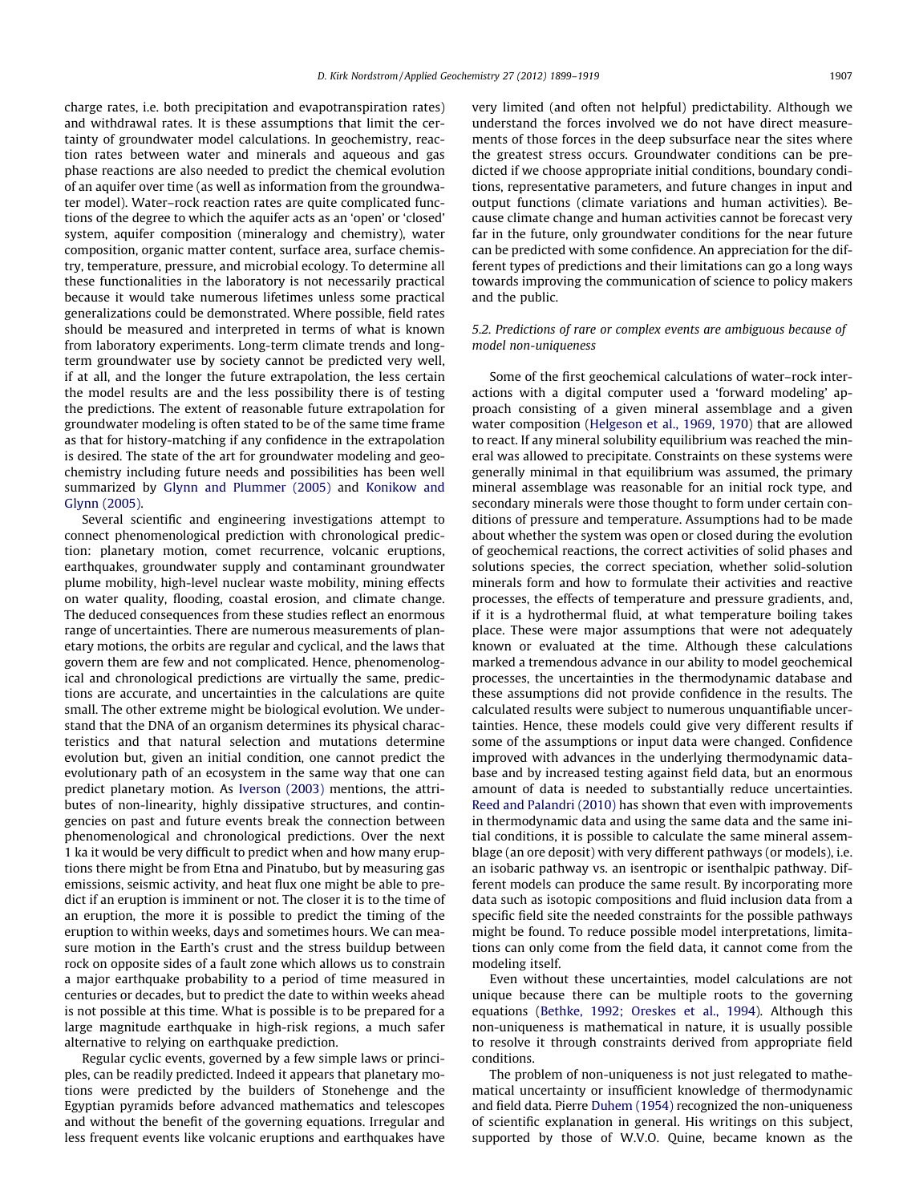charge rates, i.e. both precipitation and evapotranspiration rates) and withdrawal rates. It is these assumptions that limit the certainty of groundwater model calculations. In geochemistry, reaction rates between water and minerals and aqueous and gas phase reactions are also needed to predict the chemical evolution of an aquifer over time (as well as information from the groundwater model). Water–rock reaction rates are quite complicated functions of the degree to which the aquifer acts as an 'open' or 'closed' system, aquifer composition (mineralogy and chemistry), water composition, organic matter content, surface area, surface chemistry, temperature, pressure, and microbial ecology. To determine all these functionalities in the laboratory is not necessarily practical because it would take numerous lifetimes unless some practical generalizations could be demonstrated. Where possible, field rates should be measured and interpreted in terms of what is known from laboratory experiments. Long-term climate trends and long-term groundwater use by society cannot be predicted very well, if at all, and the longer the future extrapolation, the less certain the model results are and the less possibility there is of testing the predictions. The extent of reasonable future extrapolation for groundwater modeling is often stated to be of the same time frame as that for history-matching if any confidence in the extrapolation is desired. The state of the art for groundwater modeling and geochemistry including future needs and possibilities has been well summarized by Glynn and Plummer (2005) and Konikow and Glynn (2005).

Several scientific and engineering investigations attempt to connect phenomenological prediction with chronological prediction: planetary motion, comet recurrence, volcanic eruptions, earthquakes, groundwater supply and contaminant groundwater plume mobility, high-level nuclear waste mobility, mining effects on water quality, flooding, coastal erosion, and climate change. The deduced consequences from these studies reflect an enormous range of uncertainties. There are numerous measurements of planetary motions, the orbits are regular and cyclical, and the laws that govern them are few and not complicated. Hence, phenomenological and chronological predictions are virtually the same, predictions are accurate, and uncertainties in the calculations are quite small. The other extreme might be biological evolution. We understand that the DNA of an organism determines its physical characteristics and that natural selection and mutations determine evolution but, given an initial condition, one cannot predict the evolutionary path of an ecosystem in the same way that one can predict planetary motion. As Iverson (2003) mentions, the attributes of non-linearity, highly dissipative structures, and contingencies on past and future events break the connection between phenomenological and chronological predictions. Over the next 1 ka it would be very difficult to predict when and how many eruptions there might be from Etna and Pinatubo, but by measuring gas emissions, seismic activity, and heat flux one might be able to predict if an eruption is imminent or not. The closer it is to the time of an eruption, the more it is possible to predict the timing of the eruption to within weeks, days and sometimes hours. We can measure motion in the Earth's crust and the stress buildup between rock on opposite sides of a fault zone which allows us to constrain a major earthquake probability to a period of time measured in centuries or decades, but to predict the date to within weeks ahead is not possible at this time. What is possible is to be prepared for a large magnitude earthquake in high-risk regions, a much safer alternative to relying on earthquake prediction.

Regular cyclic events, governed by a few simple laws or principles, can be readily predicted. Indeed it appears that planetary motions were predicted by the builders of Stonehenge and the Egyptian pyramids before advanced mathematics and telescopes and without the benefit of the governing equations. Irregular and less frequent events like volcanic eruptions and earthquakes have very limited (and often not helpful) predictability. Although we understand the forces involved we do not have direct measurements of those forces in the deep subsurface near the sites where the greatest stress occurs. Groundwater conditions can be predicted if we choose appropriate initial conditions, boundary conditions, representative parameters, and future changes in input and output functions (climate variations and human activities). Because climate change and human activities cannot be forecast very far in the future, only groundwater conditions for the near future can be predicted with some confidence. An appreciation for the different types of predictions and their limitations can go a long ways towards improving the communication of science to policy makers and the public.

### 5.2. Predictions of rare or complex events are ambiguous because of model non-uniqueness

Some of the first geochemical calculations of water–rock interactions with a digital computer used a 'forward modeling' approach consisting of a given mineral assemblage and a given water composition (Helgeson et al., 1969, 1970) that are allowed to react. If any mineral solubility equilibrium was reached the mineral was allowed to precipitate. Constraints on these systems were generally minimal in that equilibrium was assumed, the primary mineral assemblage was reasonable for an initial rock type, and secondary minerals were those thought to form under certain conditions of pressure and temperature. Assumptions had to be made about whether the system was open or closed during the evolution of geochemical reactions, the correct activities of solid phases and solutions species, the correct speciation, whether solid-solution minerals form and how to formulate their activities and reactive processes, the effects of temperature and pressure gradients, and, if it is a hydrothermal fluid, at what temperature boiling takes place. These were major assumptions that were not adequately known or evaluated at the time. Although these calculations marked a tremendous advance in our ability to model geochemical processes, the uncertainties in the thermodynamic database and these assumptions did not provide confidence in the results. The calculated results were subject to numerous unquantifiable uncertainties. Hence, these models could give very different results if some of the assumptions or input data were changed. Confidence improved with advances in the underlying thermodynamic database and by increased testing against field data, but an enormous amount of data is needed to substantially reduce uncertainties. Reed and Palandri (2010) has shown that even with improvements in thermodynamic data and using the same data and the same initial conditions, it is possible to calculate the same mineral assemblage (an ore deposit) with very different pathways (or models), i.e. an isobaric pathway vs. an isentropic or isenthalpic pathway. Different models can produce the same result. By incorporating more data such as isotopic compositions and fluid inclusion data from a specific field site the needed constraints for the possible pathways might be found. To reduce possible model interpretations, limitations can only come from the field data, it cannot come from the modeling itself.

Even without these uncertainties, model calculations are not unique because there can be multiple roots to the governing equations (Bethke, 1992; Oreskes et al., 1994). Although this non-uniqueness is mathematical in nature, it is usually possible to resolve it through constraints derived from appropriate field conditions.

The problem of non-uniqueness is not just relegated to mathematical uncertainty or insufficient knowledge of thermodynamic and field data. Pierre Duhem (1954) recognized the non-uniqueness of scientific explanation in general. His writings on this subject, supported by those of W.V.O. Quine, became known as the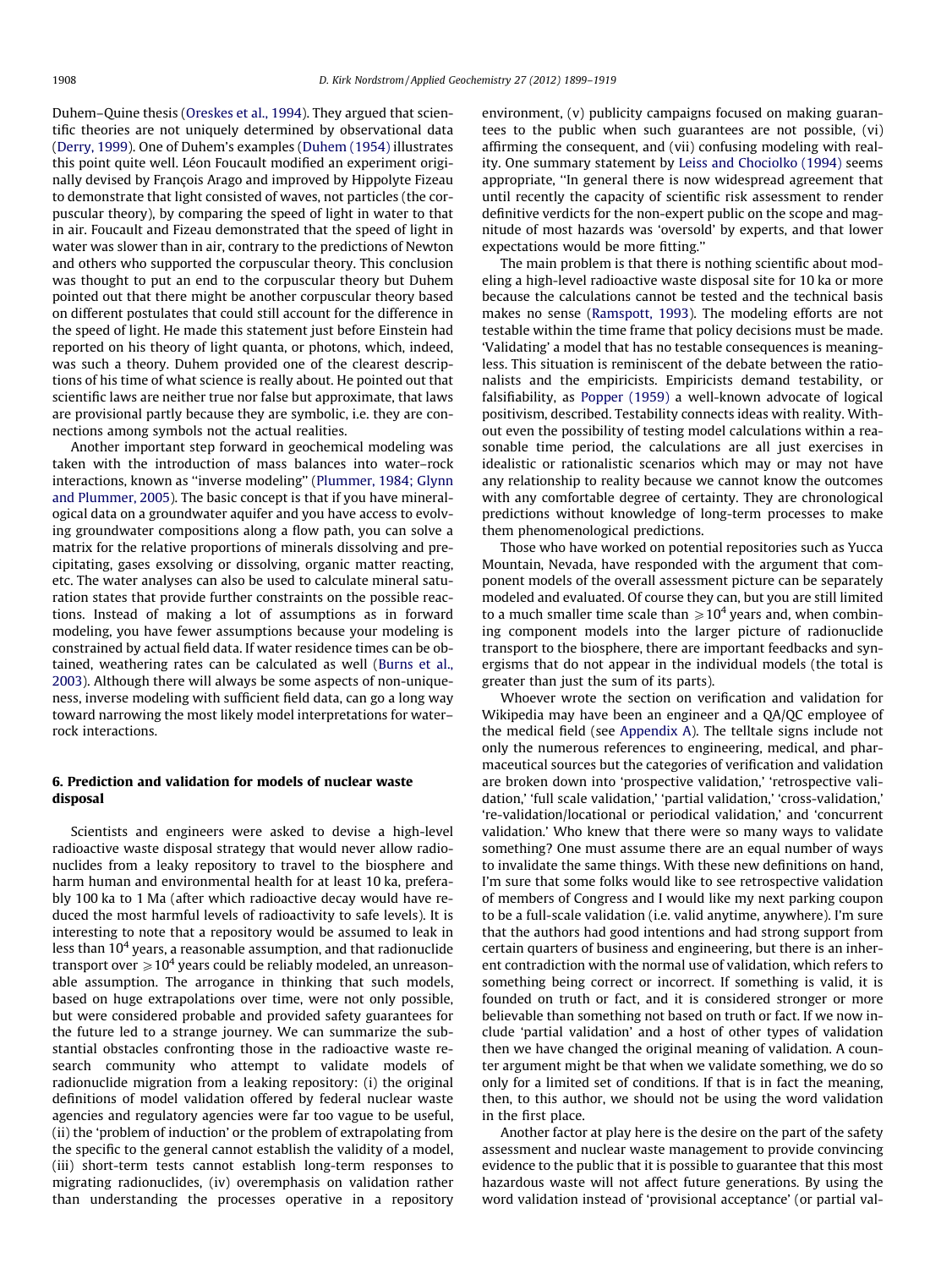Duhem–Quine thesis (Oreskes et al., 1994). They argued that scientific theories are not uniquely determined by observational data (Derry, 1999). One of Duhem's examples (Duhem (1954) illustrates this point quite well. Léon Foucault modified an experiment originally devised by François Arago and improved by Hippolyte Fizeau to demonstrate that light consisted of waves, not particles (the corpuscular theory), by comparing the speed of light in water to that in air. Foucault and Fizeau demonstrated that the speed of light in water was slower than in air, contrary to the predictions of Newton and others who supported the corpuscular theory. This conclusion was thought to put an end to the corpuscular theory but Duhem pointed out that there might be another corpuscular theory based on different postulates that could still account for the difference in the speed of light. He made this statement just before Einstein had reported on his theory of light quanta, or photons, which, indeed, was such a theory. Duhem provided one of the clearest descriptions of his time of what science is really about. He pointed out that scientific laws are neither true nor false but approximate, that laws are provisional partly because they are symbolic, i.e. they are connections among symbols not the actual realities.

Another important step forward in geochemical modeling was taken with the introduction of mass balances into water–rock interactions, known as ''inverse modeling'' (Plummer, 1984; Glynn and Plummer, 2005). The basic concept is that if you have mineralogical data on a groundwater aquifer and you have access to evolving groundwater compositions along a flow path, you can solve a matrix for the relative proportions of minerals dissolving and precipitating, gases exsolving or dissolving, organic matter reacting, etc. The water analyses can also be used to calculate mineral saturation states that provide further constraints on the possible reactions. Instead of making a lot of assumptions as in forward modeling, you have fewer assumptions because your modeling is constrained by actual field data. If water residence times can be obtained, weathering rates can be calculated as well (Burns et al., 2003). Although there will always be some aspects of non-uniqueness, inverse modeling with sufficient field data, can go a long way toward narrowing the most likely model interpretations for water–rock interactions.

## 6. Prediction and validation for models of nuclear waste disposal

Scientists and engineers were asked to devise a high-level radioactive waste disposal strategy that would never allow radionuclides from a leaky repository to travel to the biosphere and harm human and environmental health for at least 10 ka, preferably 100 ka to 1 Ma (after which radioactive decay would have reduced the most harmful levels of radioactivity to safe levels). It is interesting to note that a repository would be assumed to leak in less than $10^4$ years, a reasonable assumption, and that radionuclide transport over $\geqslant 10^4$ years could be reliably modeled, an unreasonable assumption. The arrogance in thinking that such models, based on huge extrapolations over time, were not only possible, but were considered probable and provided safety guarantees for the future led to a strange journey. We can summarize the substantial obstacles confronting those in the radioactive waste research community who attempt to validate models of radionuclide migration from a leaking repository: (i) the original definitions of model validation offered by federal nuclear waste agencies and regulatory agencies were far too vague to be useful, (ii) the 'problem of induction' or the problem of extrapolating from the specific to the general cannot establish the validity of a model, (iii) short-term tests cannot establish long-term responses to migrating radionuclides, (iv) overemphasis on validation rather than understanding the processes operative in a repository environment, (v) publicity campaigns focused on making guarantees to the public when such guarantees are not possible, (vi) affirming the consequent, and (vii) confusing modeling with reality. One summary statement by Leiss and Chociolko (1994) seems appropriate, ''In general there is now widespread agreement that until recently the capacity of scientific risk assessment to render definitive verdicts for the non-expert public on the scope and magnitude of most hazards was 'oversold' by experts, and that lower expectations would be more fitting.''

The main problem is that there is nothing scientific about modeling a high-level radioactive waste disposal site for 10 ka or more because the calculations cannot be tested and the technical basis makes no sense (Ramspott, 1993). The modeling efforts are not testable within the time frame that policy decisions must be made. 'Validating' a model that has no testable consequences is meaningless. This situation is reminiscent of the debate between the rationalists and the empiricists. Empiricists demand testability, or falsifiability, as Popper (1959) a well-known advocate of logical positivism, described. Testability connects ideas with reality. Without even the possibility of testing model calculations within a reasonable time period, the calculations are all just exercises in idealistic or rationalistic scenarios which may or may not have any relationship to reality because we cannot know the outcomes with any comfortable degree of certainty. They are chronological predictions without knowledge of long-term processes to make them phenomenological predictions.

Those who have worked on potential repositories such as Yucca Mountain, Nevada, have responded with the argument that component models of the overall assessment picture can be separately modeled and evaluated. Of course they can, but you are still limited to a much smaller time scale than $\geqslant 10^4$ years and, when combining component models into the larger picture of radionuclide transport to the biosphere, there are important feedbacks and synergisms that do not appear in the individual models (the total is greater than just the sum of its parts).

Whoever wrote the section on verification and validation for Wikipedia may have been an engineer and a QA/QC employee of the medical field (see Appendix A). The telltale signs include not only the numerous references to engineering, medical, and pharmaceutical sources but the categories of verification and validation are broken down into 'prospective validation,' 'retrospective validation,' 'full scale validation,' 'partial validation,' 'cross-validation,' 're-validation/locational or periodical validation,' and 'concurrent validation.' Who knew that there were so many ways to validate something? One must assume there are an equal number of ways to invalidate the same things. With these new definitions on hand, I'm sure that some folks would like to see retrospective validation of members of Congress and I would like my next parking coupon to be a full-scale validation (i.e. valid anytime, anywhere). I'm sure that the authors had good intentions and had strong support from certain quarters of business and engineering, but there is an inherent contradiction with the normal use of validation, which refers to something being correct or incorrect. If something is valid, it is founded on truth or fact, and it is considered stronger or more believable than something not based on truth or fact. If we now include 'partial validation' and a host of other types of validation then we have changed the original meaning of validation. A counter argument might be that when we validate something, we do so only for a limited set of conditions. If that is in fact the meaning, then, to this author, we should not be using the word validation in the first place.

Another factor at play here is the desire on the part of the safety assessment and nuclear waste management to provide convincing evidence to the public that it is possible to guarantee that this most hazardous waste will not affect future generations. By using the word validation instead of 'provisional acceptance' (or partial val-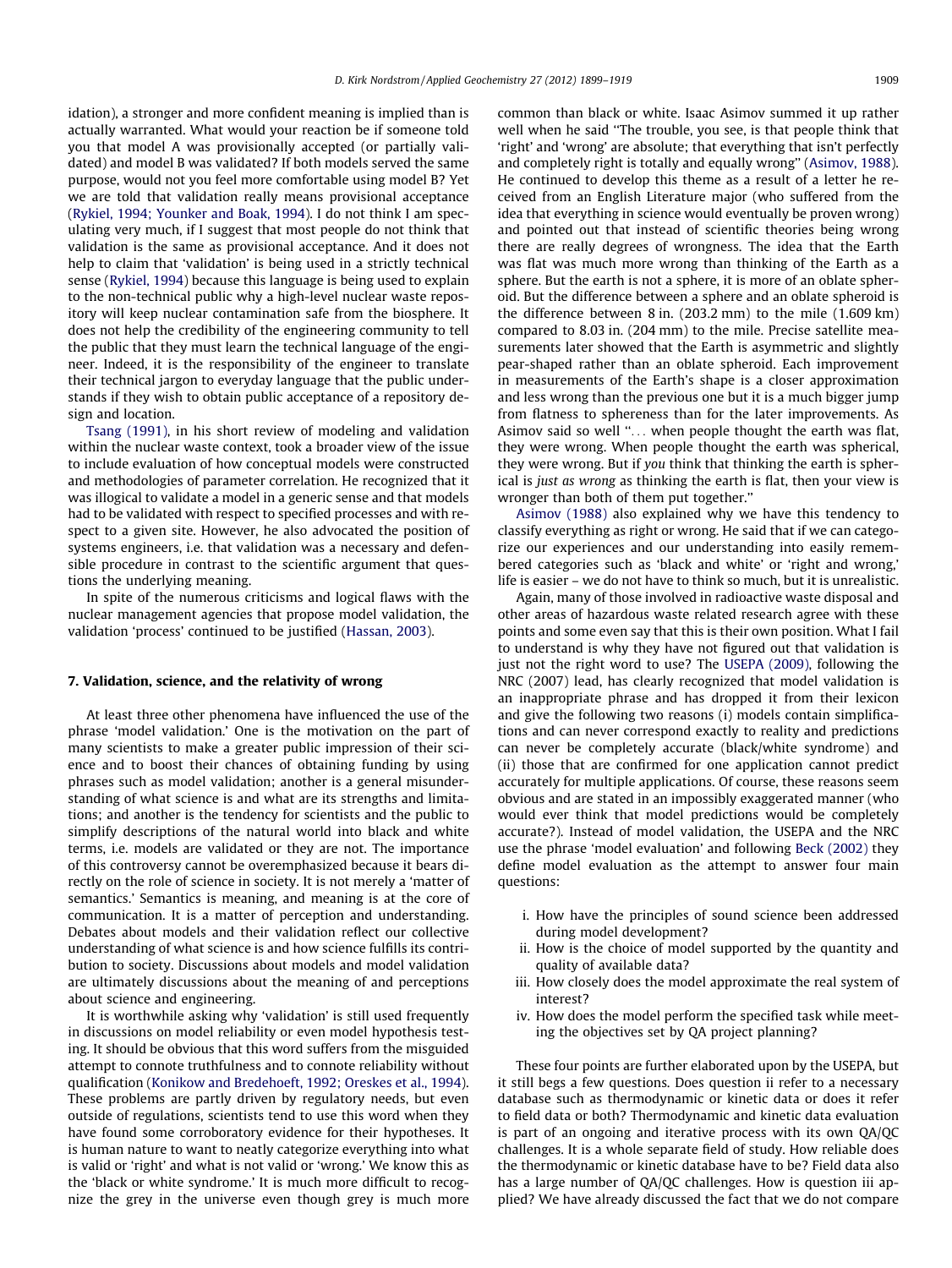idation), a stronger and more confident meaning is implied than is actually warranted. What would your reaction be if someone told you that model A was provisionally accepted (or partially validated) and model B was validated? If both models served the same purpose, would not you feel more comfortable using model B? Yet we are told that validation really means provisional acceptance (Rykiel, 1994; Younker and Boak, 1994). I do not think I am speculating very much, if I suggest that most people do not think that validation is the same as provisional acceptance. And it does not help to claim that 'validation' is being used in a strictly technical sense (Rykiel, 1994) because this language is being used to explain to the non-technical public why a high-level nuclear waste repository will keep nuclear contamination safe from the biosphere. It does not help the credibility of the engineering community to tell the public that they must learn the technical language of the engineer. Indeed, it is the responsibility of the engineer to translate their technical jargon to everyday language that the public understands if they wish to obtain public acceptance of a repository design and location.

Tsang (1991), in his short review of modeling and validation within the nuclear waste context, took a broader view of the issue to include evaluation of how conceptual models were constructed and methodologies of parameter correlation. He recognized that it was illogical to validate a model in a generic sense and that models had to be validated with respect to specified processes and with respect to a given site. However, he also advocated the position of systems engineers, i.e. that validation was a necessary and defensible procedure in contrast to the scientific argument that questions the underlying meaning.

In spite of the numerous criticisms and logical flaws with the nuclear management agencies that propose model validation, the validation 'process' continued to be justified (Hassan, 2003).

## 7. Validation, science, and the relativity of wrong

At least three other phenomena have influenced the use of the phrase 'model validation.' One is the motivation on the part of many scientists to make a greater public impression of their science and to boost their chances of obtaining funding by using phrases such as model validation; another is a general misunderstanding of what science is and what are its strengths and limitations; and another is the tendency for scientists and the public to simplify descriptions of the natural world into black and white terms, i.e. models are validated or they are not. The importance of this controversy cannot be overemphasized because it bears directly on the role of science in society. It is not merely a 'matter of semantics.' Semantics is meaning, and meaning is at the core of communication. It is a matter of perception and understanding. Debates about models and their validation reflect our collective understanding of what science is and how science fulfills its contribution to society. Discussions about models and model validation are ultimately discussions about the meaning of and perceptions about science and engineering.

It is worthwhile asking why 'validation' is still used frequently in discussions on model reliability or even model hypothesis testing. It should be obvious that this word suffers from the misguided attempt to connote truthfulness and to connote reliability without qualification (Konikow and Bredehoeft, 1992; Oreskes et al., 1994). These problems are partly driven by regulatory needs, but even outside of regulations, scientists tend to use this word when they have found some corroboratory evidence for their hypotheses. It is human nature to want to neatly categorize everything into what is valid or 'right' and what is not valid or 'wrong.' We know this as the 'black or white syndrome.' It is much more difficult to recognize the grey in the universe even though grey is much more common than black or white. Isaac Asimov summed it up rather well when he said "The trouble, you see, is that people think that 'right' and 'wrong' are absolute; that everything that isn't perfectly and completely right is totally and equally wrong" (Asimov, 1988). He continued to develop this theme as a result of a letter he received from an English Literature major (who suffered from the idea that everything in science would eventually be proven wrong) and pointed out that instead of scientific theories being wrong there are really degrees of wrongness. The idea that the Earth was flat was much more wrong than thinking of the Earth as a sphere. But the earth is not a sphere, it is more of an oblate spheroid. But the difference between a sphere and an oblate spheroid is the difference between 8 in. (203.2 mm) to the mile (1.609 km) compared to 8.03 in. (204 mm) to the mile. Precise satellite measurements later showed that the Earth is asymmetric and slightly pear-shaped rather than an oblate spheroid. Each improvement in measurements of the Earth's shape is a closer approximation and less wrong than the previous one but it is a much bigger jump from flatness to sphereness than for the later improvements. As Asimov said so well "... when people thought the earth was flat, they were wrong. When people thought the earth was spherical, they were wrong. But if *you* think that thinking the earth is spherical is *just as wrong* as thinking the earth is flat, then your view is wronger than both of them put together."

Asimov (1988) also explained why we have this tendency to classify everything as right or wrong. He said that if we can categorize our experiences and our understanding into easily remembered categories such as 'black and white' or 'right and wrong,' life is easier – we do not have to think so much, but it is unrealistic.

Again, many of those involved in radioactive waste disposal and other areas of hazardous waste related research agree with these points and some even say that this is their own position. What I fail to understand is why they have not figured out that validation is just not the right word to use? The USEPA (2009), following the NRC (2007) lead, has clearly recognized that model validation is an inappropriate phrase and has dropped it from their lexicon and give the following two reasons (i) models contain simplifications and can never correspond exactly to reality and predictions can never be completely accurate (black/white syndrome) and (ii) those that are confirmed for one application cannot predict accurately for multiple applications. Of course, these reasons seem obvious and are stated in an impossibly exaggerated manner (who would ever think that model predictions would be completely accurate?). Instead of model validation, the USEPA and the NRC use the phrase 'model evaluation' and following Beck (2002) they define model evaluation as the attempt to answer four main questions:

i. How have the principles of sound science been addressed during model development?
ii. How is the choice of model supported by the quantity and quality of available data?
iii. How closely does the model approximate the real system of interest?
iv. How does the model perform the specified task while meeting the objectives set by QA project planning?

These four points are further elaborated upon by the USEPA, but it still begs a few questions. Does question ii refer to a necessary database such as thermodynamic or kinetic data or does it refer to field data or both? Thermodynamic and kinetic data evaluation is part of an ongoing and iterative process with its own QA/QC challenges. It is a whole separate field of study. How reliable does the thermodynamic or kinetic database have to be? Field data also has a large number of QA/QC challenges. How is question iii applied? We have already discussed the fact that we do not compare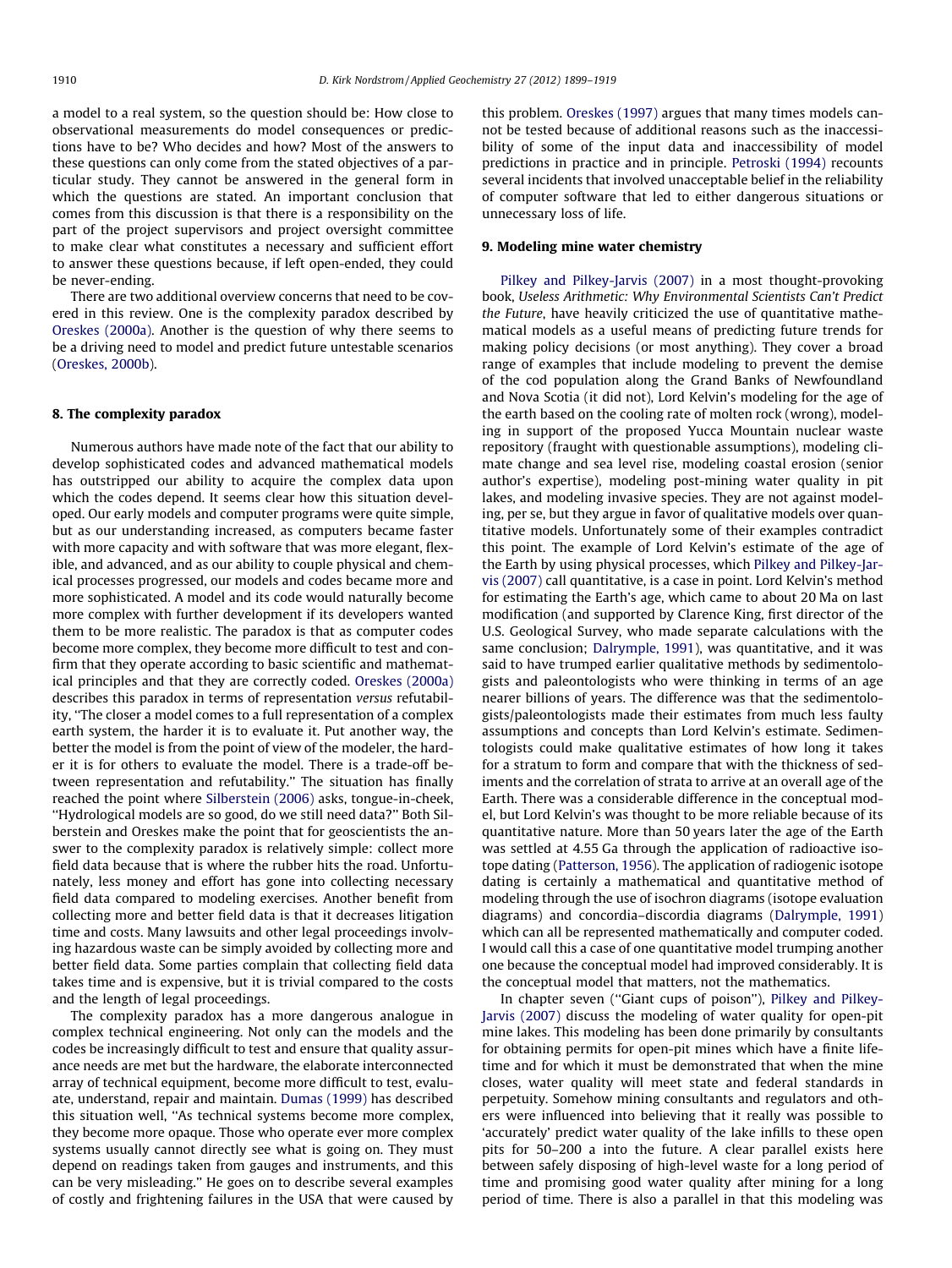a model to a real system, so the question should be: How close to observational measurements do model consequences or predictions have to be? Who decides and how? Most of the answers to these questions can only come from the stated objectives of a particular study. They cannot be answered in the general form in which the questions are stated. An important conclusion that comes from this discussion is that there is a responsibility on the part of the project supervisors and project oversight committee to make clear what constitutes a necessary and sufficient effort to answer these questions because, if left open-ended, they could be never-ending.

There are two additional overview concerns that need to be covered in this review. One is the complexity paradox described by Oreskes (2000a). Another is the question of why there seems to be a driving need to model and predict future untestable scenarios (Oreskes, 2000b).

## 8. The complexity paradox

Numerous authors have made note of the fact that our ability to develop sophisticated codes and advanced mathematical models has outstripped our ability to acquire the complex data upon which the codes depend. It seems clear how this situation developed. Our early models and computer programs were quite simple, but as our understanding increased, as computers became faster with more capacity and with software that was more elegant, flexible, and advanced, and as our ability to couple physical and chemical processes progressed, our models and codes became more and more sophisticated. A model and its code would naturally become more complex with further development if its developers wanted them to be more realistic. The paradox is that as computer codes become more complex, they become more difficult to test and confirm that they operate according to basic scientific and mathematical principles and that they are correctly coded. Oreskes (2000a) describes this paradox in terms of representation *versus* refutability, "The closer a model comes to a full representation of a complex earth system, the harder it is to evaluate it. Put another way, the better the model is from the point of view of the modeler, the harder it is for others to evaluate the model. There is a trade-off between representation and refutability." The situation has finally reached the point where Silberstein (2006) asks, tongue-in-cheek, "Hydrological models are so good, do we still need data?" Both Silberstein and Oreskes make the point that for geoscientists the answer to the complexity paradox is relatively simple: collect more field data because that is where the rubber hits the road. Unfortunately, less money and effort has gone into collecting necessary field data compared to modeling exercises. Another benefit from collecting more and better field data is that it decreases litigation time and costs. Many lawsuits and other legal proceedings involving hazardous waste can be simply avoided by collecting more and better field data. Some parties complain that collecting field data takes time and is expensive, but it is trivial compared to the costs and the length of legal proceedings.

The complexity paradox has a more dangerous analogue in complex technical engineering. Not only can the models and the codes be increasingly difficult to test and ensure that quality assurance needs are met but the hardware, the elaborate interconnected array of technical equipment, become more difficult to test, evaluate, understand, repair and maintain. Dumas (1999) has described this situation well, "As technical systems become more complex, they become more opaque. Those who operate ever more complex systems usually cannot directly see what is going on. They must depend on readings taken from gauges and instruments, and this can be very misleading." He goes on to describe several examples of costly and frightening failures in the USA that were caused by this problem. Oreskes (1997) argues that many times models cannot be tested because of additional reasons such as the inaccessibility of some of the input data and inaccessibility of model predictions in practice and in principle. Petroski (1994) recounts several incidents that involved unacceptable belief in the reliability of computer software that led to either dangerous situations or unnecessary loss of life.

## 9. Modeling mine water chemistry

Pilkey and Pilkey-Jarvis (2007) in a most thought-provoking book, *Useless Arithmetic: Why Environmental Scientists Can't Predict the Future*, have heavily criticized the use of quantitative mathematical models as a useful means of predicting future trends for making policy decisions (or most anything). They cover a broad range of examples that include modeling to prevent the demise of the cod population along the Grand Banks of Newfoundland and Nova Scotia (it did not), Lord Kelvin's modeling for the age of the earth based on the cooling rate of molten rock (wrong), modeling in support of the proposed Yucca Mountain nuclear waste repository (fraught with questionable assumptions), modeling climate change and sea level rise, modeling coastal erosion (senior author's expertise), modeling post-mining water quality in pit lakes, and modeling invasive species. They are not against modeling, per se, but they argue in favor of qualitative models over quantitative models. Unfortunately some of their examples contradict this point. The example of Lord Kelvin's estimate of the age of the Earth by using physical processes, which Pilkey and Pilkey-Jarvis (2007) call quantitative, is a case in point. Lord Kelvin's method for estimating the Earth's age, which came to about 20 Ma on last modification (and supported by Clarence King, first director of the U.S. Geological Survey, who made separate calculations with the same conclusion; Dalrymple, 1991), was quantitative, and it was said to have trumped earlier qualitative methods by sedimentologists and paleontologists who were thinking in terms of an age nearer billions of years. The difference was that the sedimentologists/paleontologists made their estimates from much less faulty assumptions and concepts than Lord Kelvin's estimate. Sedimentologists could make qualitative estimates of how long it takes for a stratum to form and compare that with the thickness of sediments and the correlation of strata to arrive at an overall age of the Earth. There was a considerable difference in the conceptual model, but Lord Kelvin's was thought to be more reliable because of its quantitative nature. More than 50 years later the age of the Earth was settled at 4.55 Ga through the application of radioactive isotope dating (Patterson, 1956). The application of radiogenic isotope dating is certainly a mathematical and quantitative method of modeling through the use of isochron diagrams (isotope evaluation diagrams) and concordia–discordia diagrams (Dalrymple, 1991) which can all be represented mathematically and computer coded. I would call this a case of one quantitative model trumping another one because the conceptual model had improved considerably. It is the conceptual model that matters, not the mathematics.

In chapter seven ("Giant cups of poison"), Pilkey and Pilkey-Jarvis (2007) discuss the modeling of water quality for open-pit mine lakes. This modeling has been done primarily by consultants for obtaining permits for open-pit mines which have a finite lifetime and for which it must be demonstrated that when the mine closes, water quality will meet state and federal standards in perpetuity. Somehow mining consultants and regulators and others were influenced into believing that it really was possible to 'accurately' predict water quality of the lake infills to these open pits for 50–200 a into the future. A clear parallel exists here between safely disposing of high-level waste for a long period of time and promising good water quality after mining for a long period of time. There is also a parallel in that this modeling was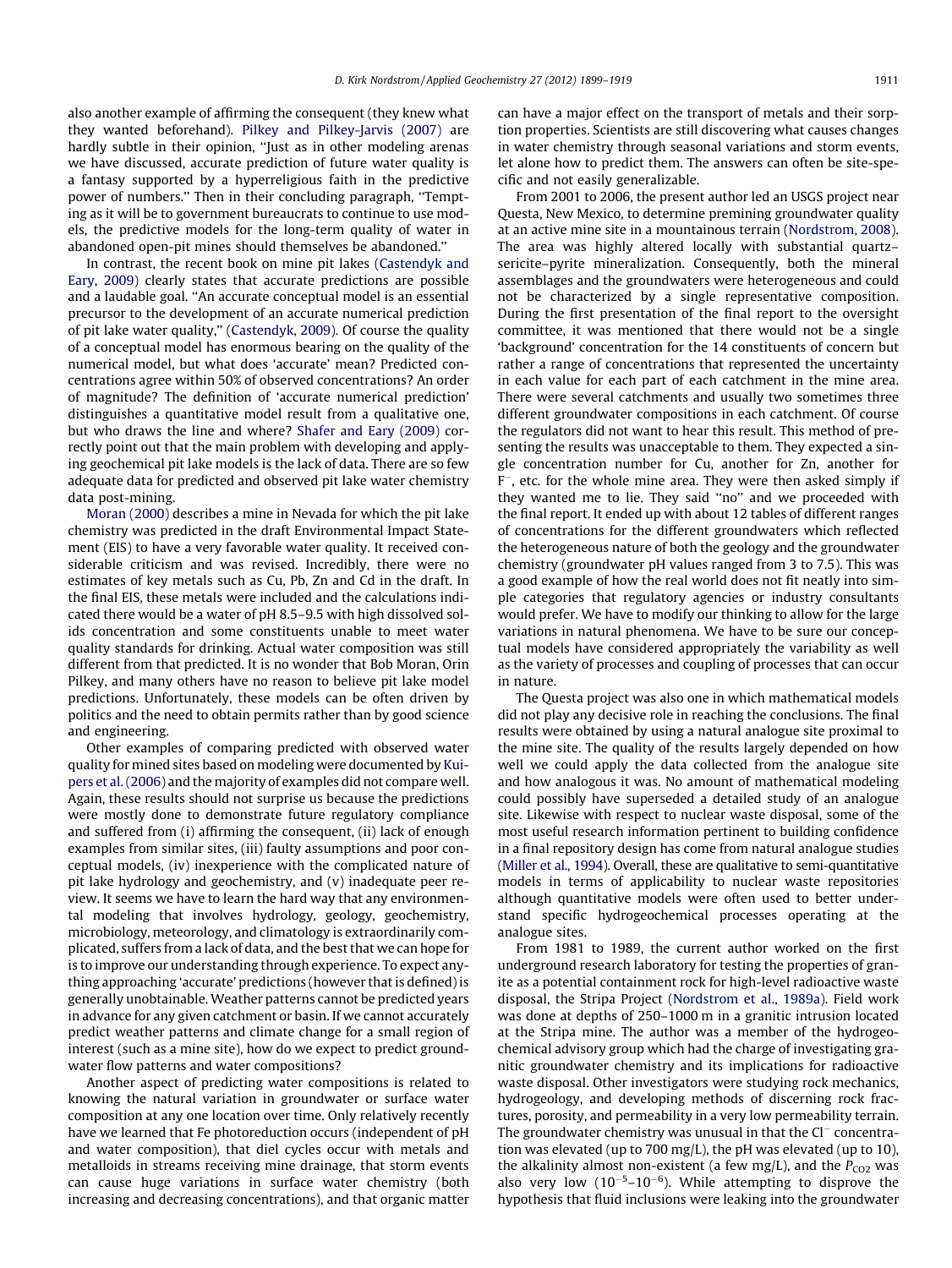also another example of affirming the consequent (they knew what they wanted beforehand). Pilkey and Pilkey-Jarvis (2007) are hardly subtle in their opinion, ''Just as in other modeling arenas we have discussed, accurate prediction of future water quality is a fantasy supported by a hyperreligious faith in the predictive power of numbers.'' Then in their concluding paragraph, ''Tempting as it will be to government bureaucrats to continue to use models, the predictive models for the long-term quality of water in abandoned open-pit mines should themselves be abandoned.''

In contrast, the recent book on mine pit lakes (Castendyk and Eary, 2009) clearly states that accurate predictions are possible and a laudable goal. ''An accurate conceptual model is an essential precursor to the development of an accurate numerical prediction of pit lake water quality,'' (Castendyk, 2009). Of course the quality of a conceptual model has enormous bearing on the quality of the numerical model, but what does 'accurate' mean? Predicted concentrations agree within 50% of observed concentrations? An order of magnitude? The definition of 'accurate numerical prediction' distinguishes a quantitative model result from a qualitative one, but who draws the line and where? Shafer and Eary (2009) correctly point out that the main problem with developing and applying geochemical pit lake models is the lack of data. There are so few adequate data for predicted and observed pit lake water chemistry data post-mining.

Moran (2000) describes a mine in Nevada for which the pit lake chemistry was predicted in the draft Environmental Impact Statement (EIS) to have a very favorable water quality. It received considerable criticism and was revised. Incredibly, there were no estimates of key metals such as Cu, Pb, Zn and Cd in the draft. In the final EIS, these metals were included and the calculations indicated there would be a water of pH 8.5–9.5 with high dissolved solids concentration and some constituents unable to meet water quality standards for drinking. Actual water composition was still different from that predicted. It is no wonder that Bob Moran, Orin Pilkey, and many others have no reason to believe pit lake model predictions. Unfortunately, these models can be often driven by politics and the need to obtain permits rather than by good science and engineering.

Other examples of comparing predicted with observed water quality for mined sites based on modeling were documented by Kuipers et al. (2006) and the majority of examples did not compare well. Again, these results should not surprise us because the predictions were mostly done to demonstrate future regulatory compliance and suffered from (i) affirming the consequent, (ii) lack of enough examples from similar sites, (iii) faulty assumptions and poor conceptual models, (iv) inexperience with the complicated nature of pit lake hydrology and geochemistry, and (v) inadequate peer review. It seems we have to learn the hard way that any environmental modeling that involves hydrology, geology, geochemistry, microbiology, meteorology, and climatology is extraordinarily complicated, suffers from a lack of data, and the best that we can hope for is to improve our understanding through experience. To expect anything approaching 'accurate' predictions (however that is defined) is generally unobtainable. Weather patterns cannot be predicted years in advance for any given catchment or basin. If we cannot accurately predict weather patterns and climate change for a small region of interest (such as a mine site), how do we expect to predict groundwater flow patterns and water compositions?

Another aspect of predicting water compositions is related to knowing the natural variation in groundwater or surface water composition at any one location over time. Only relatively recently have we learned that Fe photoreduction occurs (independent of pH and water composition), that diel cycles occur with metals and metalloids in streams receiving mine drainage, that storm events can cause huge variations in surface water chemistry (both increasing and decreasing concentrations), and that organic matter can have a major effect on the transport of metals and their sorption properties. Scientists are still discovering what causes changes in water chemistry through seasonal variations and storm events, let alone how to predict them. The answers can often be site-specific and not easily generalizable.

From 2001 to 2006, the present author led an USGS project near Questa, New Mexico, to determine premining groundwater quality at an active mine site in a mountainous terrain (Nordstrom, 2008). The area was highly altered locally with substantial quartz–sericite–pyrite mineralization. Consequently, both the mineral assemblages and the groundwaters were heterogeneous and could not be characterized by a single representative composition. During the first presentation of the final report to the oversight committee, it was mentioned that there would not be a single 'background' concentration for the 14 constituents of concern but rather a range of concentrations that represented the uncertainty in each value for each part of each catchment in the mine area. There were several catchments and usually two sometimes three different groundwater compositions in each catchment. Of course the regulators did not want to hear this result. This method of presenting the results was unacceptable to them. They expected a single concentration number for Cu, another for Zn, another for $F^-$, etc. for the whole mine area. They were then asked simply if they wanted me to lie. They said ''no'' and we proceeded with the final report. It ended up with about 12 tables of different ranges of concentrations for the different groundwaters which reflected the heterogeneous nature of both the geology and the groundwater chemistry (groundwater pH values ranged from 3 to 7.5). This was a good example of how the real world does not fit neatly into simple categories that regulatory agencies or industry consultants would prefer. We have to modify our thinking to allow for the large variations in natural phenomena. We have to be sure our conceptual models have considered appropriately the variability as well as the variety of processes and coupling of processes that can occur in nature.

The Questa project was also one in which mathematical models did not play any decisive role in reaching the conclusions. The final results were obtained by using a natural analogue site proximal to the mine site. The quality of the results largely depended on how well we could apply the data collected from the analogue site and how analogous it was. No amount of mathematical modeling could possibly have superseded a detailed study of an analogue site. Likewise with respect to nuclear waste disposal, some of the most useful research information pertinent to building confidence in a final repository design has come from natural analogue studies (Miller et al., 1994). Overall, these are qualitative to semi-quantitative models in terms of applicability to nuclear waste repositories although quantitative models were often used to better understand specific hydrogeochemical processes operating at the analogue sites.

From 1981 to 1989, the current author worked on the first underground research laboratory for testing the properties of granite as a potential containment rock for high-level radioactive waste disposal, the Stripa Project (Nordstrom et al., 1989a). Field work was done at depths of 250–1000 m in a granitic intrusion located at the Stripa mine. The author was a member of the hydrogeochemical advisory group which had the charge of investigating granitic groundwater chemistry and its implications for radioactive waste disposal. Other investigators were studying rock mechanics, hydrogeology, and developing methods of discerning rock fractures, porosity, and permeability in a very low permeability terrain. The groundwater chemistry was unusual in that the $Cl^-$ concentration was elevated (up to 700 mg/L), the pH was elevated (up to 10), the alkalinity almost non-existent (a few mg/L), and the $P_{CO_2}$ was also very low ($10^{-5}$–$10^{-6}$). While attempting to disprove the hypothesis that fluid inclusions were leaking into the groundwater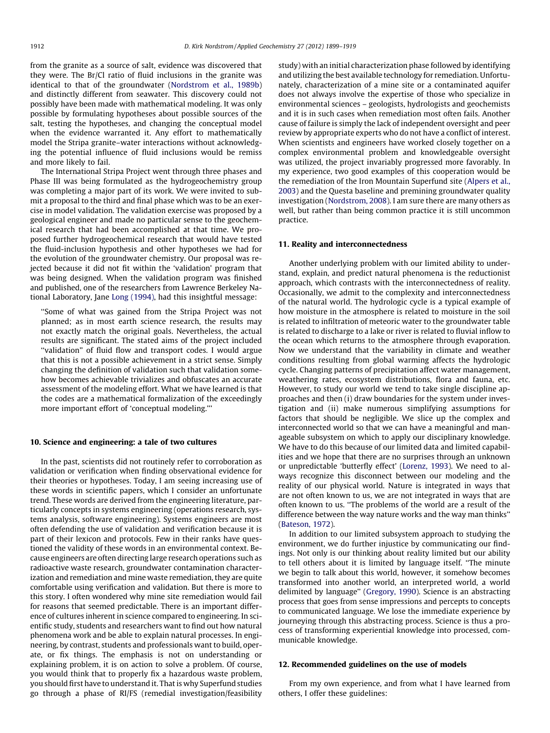from the granite as a source of salt, evidence was discovered that they were. The Br/Cl ratio of fluid inclusions in the granite was identical to that of the groundwater (Nordstrom et al., 1989b) and distinctly different from seawater. This discovery could not possibly have been made with mathematical modeling. It was only possible by formulating hypotheses about possible sources of the salt, testing the hypotheses, and changing the conceptual model when the evidence warranted it. Any effort to mathematically model the Stripa granite–water interactions without acknowledging the potential influence of fluid inclusions would be remiss and more likely to fail.

The International Stripa Project went through three phases and Phase III was being formulated as the hydrogeochemistry group was completing a major part of its work. We were invited to submit a proposal to the third and final phase which was to be an exercise in model validation. The validation exercise was proposed by a geological engineer and made no particular sense to the geochemical research that had been accomplished at that time. We proposed further hydrogeochemical research that would have tested the fluid-inclusion hypothesis and other hypotheses we had for the evolution of the groundwater chemistry. Our proposal was rejected because it did not fit within the 'validation' program that was being designed. When the validation program was finished and published, one of the researchers from Lawrence Berkeley National Laboratory, Jane Long (1994), had this insightful message:

> "Some of what was gained from the Stripa Project was not planned; as in most earth science research, the results may not exactly match the original goals. Nevertheless, the actual results are significant. The stated aims of the project included "validation" of fluid flow and transport codes. I would argue that this is not a possible achievement in a strict sense. Simply changing the definition of validation such that validation somehow becomes achievable trivializes and obfuscates an accurate assessment of the modeling effort. What we have learned is that the codes are a mathematical formalization of the exceedingly more important effort of 'conceptual modeling.'"

## 10. Science and engineering: a tale of two cultures

In the past, scientists did not routinely refer to corroboration as validation or verification when finding observational evidence for their theories or hypotheses. Today, I am seeing increasing use of these words in scientific papers, which I consider an unfortunate trend. These words are derived from the engineering literature, particularly concepts in systems engineering (operations research, systems analysis, software engineering). Systems engineers are most often defending the use of validation and verification because it is part of their lexicon and protocols. Few in their ranks have questioned the validity of these words in an environmental context. Because engineers are often directing large research operations such as radioactive waste research, groundwater contamination characterization and remediation and mine waste remediation, they are quite comfortable using verification and validation. But there is more to this story. I often wondered why mine site remediation would fail for reasons that seemed predictable. There is an important difference of cultures inherent in science compared to engineering. In scientific study, students and researchers want to find out how natural phenomena work and be able to explain natural processes. In engineering, by contrast, students and professionals want to build, operate, or fix things. The emphasis is not on understanding or explaining problem, it is on action to solve a problem. Of course, you would think that to properly fix a hazardous waste problem, you should first have to understand it. That is why Superfund studies go through a phase of RI/FS (remedial investigation/feasibility study) with an initial characterization phase followed by identifying and utilizing the best available technology for remediation. Unfortunately, characterization of a mine site or a contaminated aquifer does not always involve the expertise of those who specialize in environmental sciences – geologists, hydrologists and geochemists and it is in such cases when remediation most often fails. Another cause of failure is simply the lack of independent oversight and peer review by appropriate experts who do not have a conflict of interest. When scientists and engineers have worked closely together on a complex environmental problem and knowledgeable oversight was utilized, the project invariably progressed more favorably. In my experience, two good examples of this cooperation would be the remediation of the Iron Mountain Superfund site (Alpers et al., 2003) and the Questa baseline and premining groundwater quality investigation (Nordstrom, 2008). I am sure there are many others as well, but rather than being common practice it is still uncommon practice.

## 11. Reality and interconnectedness

Another underlying problem with our limited ability to understand, explain, and predict natural phenomena is the reductionist approach, which contrasts with the interconnectedness of reality. Occasionally, we admit to the complexity and interconnectedness of the natural world. The hydrologic cycle is a typical example of how moisture in the atmosphere is related to moisture in the soil is related to infiltration of meteoric water to the groundwater table is related to discharge to a lake or river is related to fluvial inflow to the ocean which returns to the atmosphere through evaporation. Now we understand that the variability in climate and weather conditions resulting from global warming affects the hydrologic cycle. Changing patterns of precipitation affect water management, weathering rates, ecosystem distributions, flora and fauna, etc. However, to study our world we tend to take single discipline approaches and then (i) draw boundaries for the system under investigation and (ii) make numerous simplifying assumptions for factors that should be negligible. We slice up the complex and interconnected world so that we can have a meaningful and manageable subsystem on which to apply our disciplinary knowledge. We have to do this because of our limited data and limited capabilities and we hope that there are no surprises through an unknown or unpredictable 'butterfly effect' (Lorenz, 1993). We need to always recognize this disconnect between our modeling and the reality of our physical world. Nature is integrated in ways that are not often known to us, we are not integrated in ways that are often known to us. "The problems of the world are a result of the difference between the way nature works and the way man thinks" (Bateson, 1972).

In addition to our limited subsystem approach to studying the environment, we do further injustice by communicating our findings. Not only is our thinking about reality limited but our ability to tell others about it is limited by language itself. "The minute we begin to talk about this world, however, it somehow becomes transformed into another world, an interpreted world, a world delimited by language" (Gregory, 1990). Science is an abstracting process that goes from sense impressions and percepts to concepts to communicated language. We lose the immediate experience by journeying through this abstracting process. Science is thus a process of transforming experiential knowledge into processed, communicable knowledge.

## 12. Recommended guidelines on the use of models

From my own experience, and from what I have learned from others, I offer these guidelines: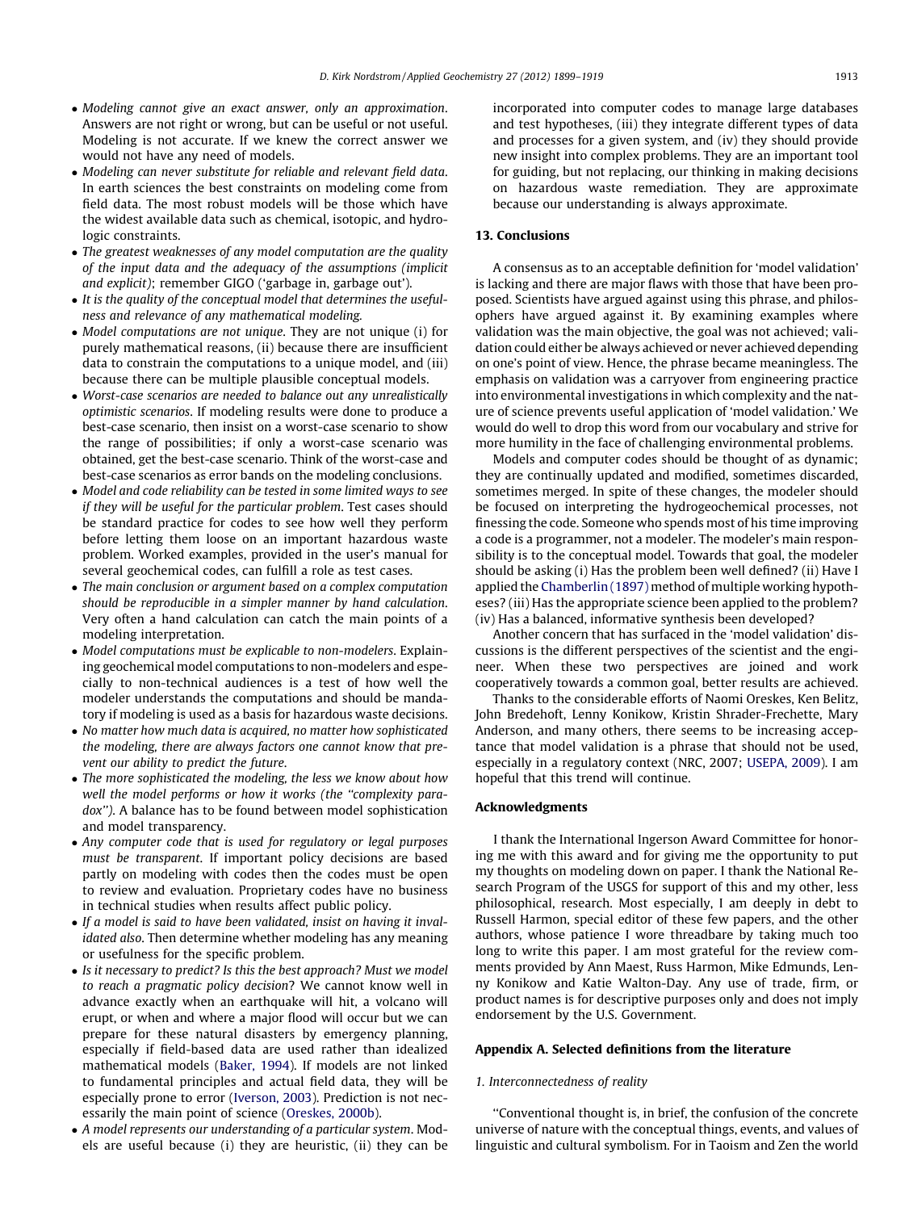- *Modeling cannot give an exact answer, only an approximation*. Answers are not right or wrong, but can be useful or not useful. Modeling is not accurate. If we knew the correct answer we would not have any need of models.
- *Modeling can never substitute for reliable and relevant field data*. In earth sciences the best constraints on modeling come from field data. The most robust models will be those which have the widest available data such as chemical, isotopic, and hydrologic constraints.
- *The greatest weaknesses of any model computation are the quality of the input data and the adequacy of the assumptions (implicit and explicit)*; remember GIGO ('garbage in, garbage out').
- *It is the quality of the conceptual model that determines the usefulness and relevance of any mathematical modeling.*
- *Model computations are not unique*. They are not unique (i) for purely mathematical reasons, (ii) because there are insufficient data to constrain the computations to a unique model, and (iii) because there can be multiple plausible conceptual models.
- *Worst-case scenarios are needed to balance out any unrealistically optimistic scenarios*. If modeling results were done to produce a best-case scenario, then insist on a worst-case scenario to show the range of possibilities; if only a worst-case scenario was obtained, get the best-case scenario. Think of the worst-case and best-case scenarios as error bands on the modeling conclusions.
- *Model and code reliability can be tested in some limited ways to see if they will be useful for the particular problem*. Test cases should be standard practice for codes to see how well they perform before letting them loose on an important hazardous waste problem. Worked examples, provided in the user's manual for several geochemical codes, can fulfill a role as test cases.
- *The main conclusion or argument based on a complex computation should be reproducible in a simpler manner by hand calculation*. Very often a hand calculation can catch the main points of a modeling interpretation.
- *Model computations must be explicable to non-modelers*. Explaining geochemical model computations to non-modelers and especially to non-technical audiences is a test of how well the modeler understands the computations and should be mandatory if modeling is used as a basis for hazardous waste decisions.
- *No matter how much data is acquired, no matter how sophisticated the modeling, there are always factors one cannot know that prevent our ability to predict the future.*
- *The more sophisticated the modeling, the less we know about how well the model performs or how it works (the "complexity paradox")*. A balance has to be found between model sophistication and model transparency.
- *Any computer code that is used for regulatory or legal purposes must be transparent*. If important policy decisions are based partly on modeling with codes then the codes must be open to review and evaluation. Proprietary codes have no business in technical studies when results affect public policy.
- *If a model is said to have been validated, insist on having it invalidated also*. Then determine whether modeling has any meaning or usefulness for the specific problem.
- *Is it necessary to predict? Is this the best approach? Must we model to reach a pragmatic policy decision*? We cannot know well in advance exactly when an earthquake will hit, a volcano will erupt, or when and where a major flood will occur but we can prepare for these natural disasters by emergency planning, especially if field-based data are used rather than idealized mathematical models (Baker, 1994). If models are not linked to fundamental principles and actual field data, they will be especially prone to error (Iverson, 2003). Prediction is not necessarily the main point of science (Oreskes, 2000b).
- *A model represents our understanding of a particular system*. Models are useful because (i) they are heuristic, (ii) they can be incorporated into computer codes to manage large databases and test hypotheses, (iii) they integrate different types of data and processes for a given system, and (iv) they should provide new insight into complex problems. They are an important tool for guiding, but not replacing, our thinking in making decisions on hazardous waste remediation. They are approximate because our understanding is always approximate.

## 13. Conclusions

A consensus as to an acceptable definition for 'model validation' is lacking and there are major flaws with those that have been proposed. Scientists have argued against using this phrase, and philosophers have argued against it. By examining examples where validation was the main objective, the goal was not achieved; validation could either be always achieved or never achieved depending on one's point of view. Hence, the phrase became meaningless. The emphasis on validation was a carryover from engineering practice into environmental investigations in which complexity and the nature of science prevents useful application of 'model validation.' We would do well to drop this word from our vocabulary and strive for more humility in the face of challenging environmental problems.

Models and computer codes should be thought of as dynamic; they are continually updated and modified, sometimes discarded, sometimes merged. In spite of these changes, the modeler should be focused on interpreting the hydrogeochemical processes, not finessing the code. Someone who spends most of his time improving a code is a programmer, not a modeler. The modeler's main responsibility is to the conceptual model. Towards that goal, the modeler should be asking (i) Has the problem been well defined? (ii) Have I applied the Chamberlin (1897) method of multiple working hypotheses? (iii) Has the appropriate science been applied to the problem? (iv) Has a balanced, informative synthesis been developed?

Another concern that has surfaced in the 'model validation' discussions is the different perspectives of the scientist and the engineer. When these two perspectives are joined and work cooperatively towards a common goal, better results are achieved.

Thanks to the considerable efforts of Naomi Oreskes, Ken Belitz, John Bredehoft, Lenny Konikow, Kristin Shrader-Frechette, Mary Anderson, and many others, there seems to be increasing acceptance that model validation is a phrase that should not be used, especially in a regulatory context (NRC, 2007; USEPA, 2009). I am hopeful that this trend will continue.

## Acknowledgments

I thank the International Ingerson Award Committee for honoring me with this award and for giving me the opportunity to put my thoughts on modeling down on paper. I thank the National Research Program of the USGS for support of this and my other, less philosophical, research. Most especially, I am deeply in debt to Russell Harmon, special editor of these few papers, and the other authors, whose patience I wore threadbare by taking much too long to write this paper. I am most grateful for the review comments provided by Ann Maest, Russ Harmon, Mike Edmunds, Lenny Konikow and Katie Walton-Day. Any use of trade, firm, or product names is for descriptive purposes only and does not imply endorsement by the U.S. Government.

## Appendix A. Selected definitions from the literature

### 1. Interconnectedness of reality

"Conventional thought is, in brief, the confusion of the concrete universe of nature with the conceptual things, events, and values of linguistic and cultural symbolism. For in Taoism and Zen the world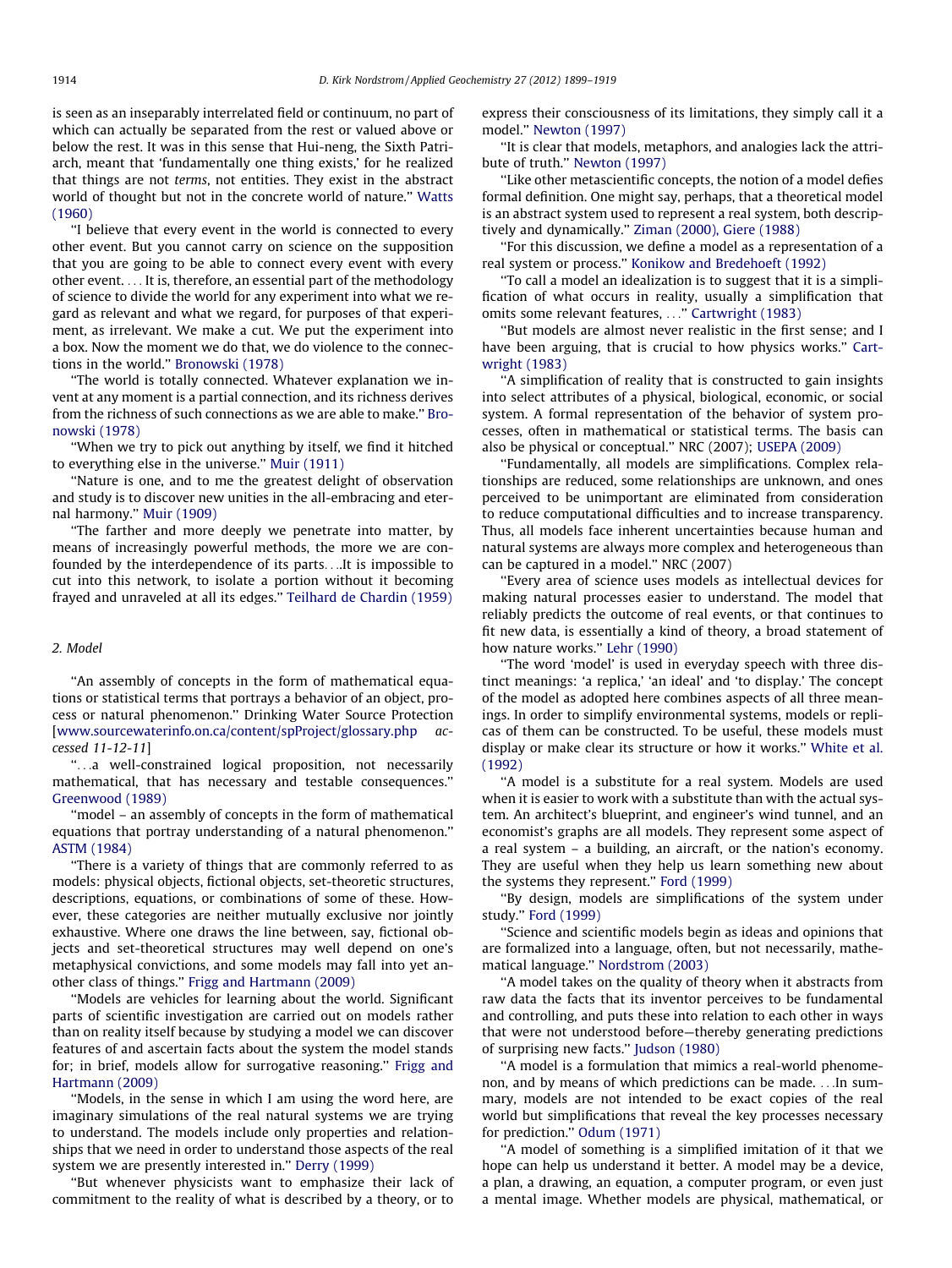is seen as an inseparably interrelated field or continuum, no part of which can actually be separated from the rest or valued above or below the rest. It was in this sense that Hui-neng, the Sixth Patriarch, meant that 'fundamentally one thing exists,' for he realized that things are not *terms*, not entities. They exist in the abstract world of thought but not in the concrete world of nature." Watts (1960)

"I believe that every event in the world is connected to every other event. But you cannot carry on science on the supposition that you are going to be able to connect every event with every other event. . . . It is, therefore, an essential part of the methodology of science to divide the world for any experiment into what we regard as relevant and what we regard, for purposes of that experiment, as irrelevant. We make a cut. We put the experiment into a box. Now the moment we do that, we do violence to the connections in the world." Bronowski (1978)

"The world is totally connected. Whatever explanation we invent at any moment is a partial connection, and its richness derives from the richness of such connections as we are able to make." Bronowski (1978)

"When we try to pick out anything by itself, we find it hitched to everything else in the universe." Muir (1911)

"Nature is one, and to me the greatest delight of observation and study is to discover new unities in the all-embracing and eternal harmony." Muir (1909)

"The farther and more deeply we penetrate into matter, by means of increasingly powerful methods, the more we are confounded by the interdependence of its parts. . . .It is impossible to cut into this network, to isolate a portion without it becoming frayed and unraveled at all its edges." Teilhard de Chardin (1959)

## 2. Model

"An assembly of concepts in the form of mathematical equations or statistical terms that portrays a behavior of an object, process or natural phenomenon." Drinking Water Source Protection [www.sourcewaterinfo.on.ca/content/spProject/glossary.php *accessed 11-12-11*]

". . .a well-constrained logical proposition, not necessarily mathematical, that has necessary and testable consequences." Greenwood (1989)

"model – an assembly of concepts in the form of mathematical equations that portray understanding of a natural phenomenon." ASTM (1984)

"There is a variety of things that are commonly referred to as models: physical objects, fictional objects, set-theoretic structures, descriptions, equations, or combinations of some of these. However, these categories are neither mutually exclusive nor jointly exhaustive. Where one draws the line between, say, fictional objects and set-theoretical structures may well depend on one's metaphysical convictions, and some models may fall into yet another class of things." Frigg and Hartmann (2009)

"Models are vehicles for learning about the world. Significant parts of scientific investigation are carried out on models rather than on reality itself because by studying a model we can discover features of and ascertain facts about the system the model stands for; in brief, models allow for surrogative reasoning." Frigg and Hartmann (2009)

"Models, in the sense in which I am using the word here, are imaginary simulations of the real natural systems we are trying to understand. The models include only properties and relationships that we need in order to understand those aspects of the real system we are presently interested in." Derry (1999)

"But whenever physicists want to emphasize their lack of commitment to the reality of what is described by a theory, or to express their consciousness of its limitations, they simply call it a model." Newton (1997)

"It is clear that models, metaphors, and analogies lack the attribute of truth." Newton (1997)

"Like other metascientific concepts, the notion of a model defies formal definition. One might say, perhaps, that a theoretical model is an abstract system used to represent a real system, both descriptively and dynamically." Ziman (2000), Giere (1988)

"For this discussion, we define a model as a representation of a real system or process." Konikow and Bredehoeft (1992)

"To call a model an idealization is to suggest that it is a simplification of what occurs in reality, usually a simplification that omits some relevant features, . . ." Cartwright (1983)

"But models are almost never realistic in the first sense; and I have been arguing, that is crucial to how physics works." Cartwright (1983)

"A simplification of reality that is constructed to gain insights into select attributes of a physical, biological, economic, or social system. A formal representation of the behavior of system processes, often in mathematical or statistical terms. The basis can also be physical or conceptual." NRC (2007); USEPA (2009)

"Fundamentally, all models are simplifications. Complex relationships are reduced, some relationships are unknown, and ones perceived to be unimportant are eliminated from consideration to reduce computational difficulties and to increase transparency. Thus, all models face inherent uncertainties because human and natural systems are always more complex and heterogeneous than can be captured in a model." NRC (2007)

"Every area of science uses models as intellectual devices for making natural processes easier to understand. The model that reliably predicts the outcome of real events, or that continues to fit new data, is essentially a kind of theory, a broad statement of how nature works." Lehr (1990)

"The word 'model' is used in everyday speech with three distinct meanings: 'a replica,' 'an ideal' and 'to display.' The concept of the model as adopted here combines aspects of all three meanings. In order to simplify environmental systems, models or replicas of them can be constructed. To be useful, these models must display or make clear its structure or how it works." White et al. (1992)

"A model is a substitute for a real system. Models are used when it is easier to work with a substitute than with the actual system. An architect's blueprint, and engineer's wind tunnel, and an economist's graphs are all models. They represent some aspect of a real system – a building, an aircraft, or the nation's economy. They are useful when they help us learn something new about the systems they represent." Ford (1999)

"By design, models are simplifications of the system under study." Ford (1999)

"Science and scientific models begin as ideas and opinions that are formalized into a language, often, but not necessarily, mathematical language." Nordstrom (2003)

"A model takes on the quality of theory when it abstracts from raw data the facts that its inventor perceives to be fundamental and controlling, and puts these into relation to each other in ways that were not understood before—thereby generating predictions of surprising new facts." Judson (1980)

"A model is a formulation that mimics a real-world phenomenon, and by means of which predictions can be made. . . .In summary, models are not intended to be exact copies of the real world but simplifications that reveal the key processes necessary for prediction." Odum (1971)

"A model of something is a simplified imitation of it that we hope can help us understand it better. A model may be a device, a plan, a drawing, an equation, a computer program, or even just a mental image. Whether models are physical, mathematical, or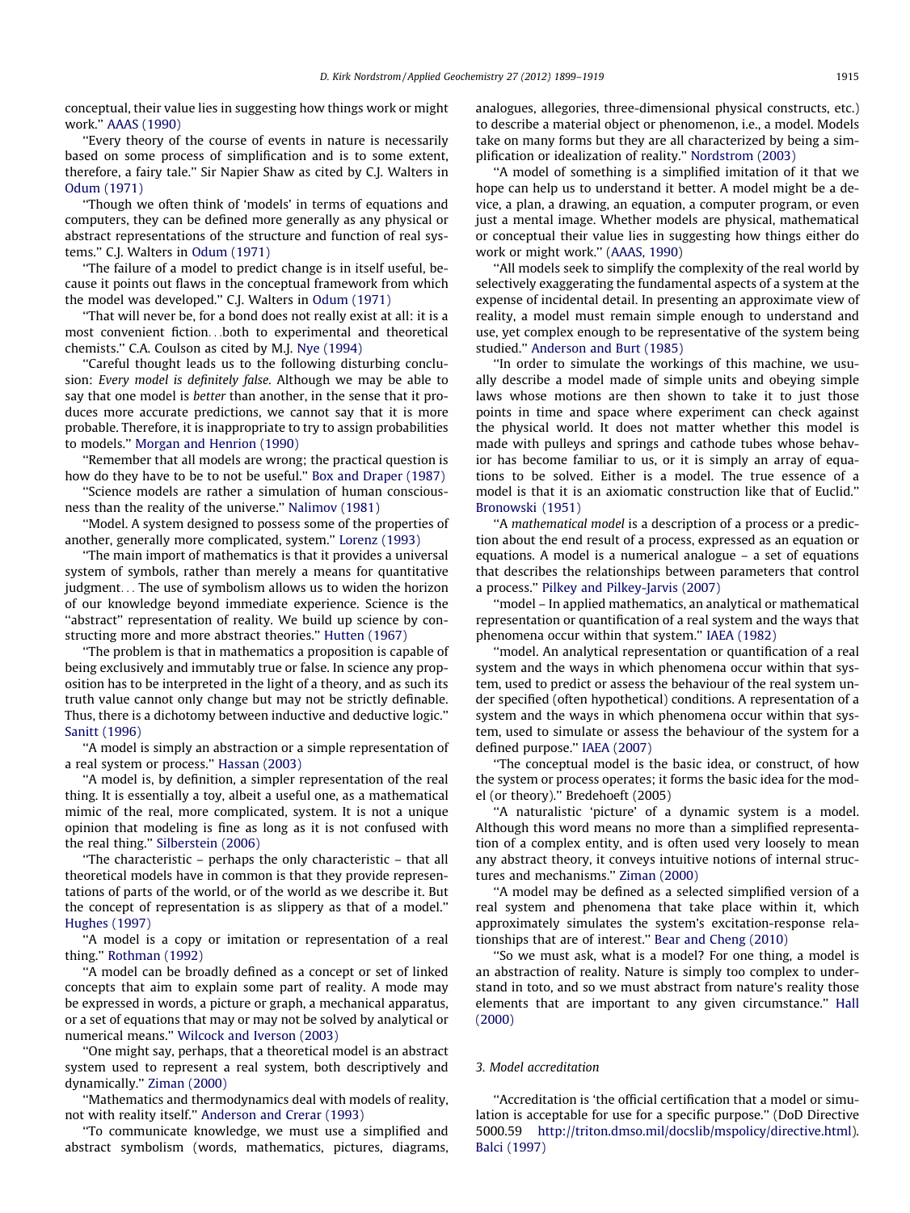conceptual, their value lies in suggesting how things work or might work." AAAS (1990)

"Every theory of the course of events in nature is necessarily based on some process of simplification and is to some extent, therefore, a fairy tale." Sir Napier Shaw as cited by C.J. Walters in Odum (1971)

"Though we often think of 'models' in terms of equations and computers, they can be defined more generally as any physical or abstract representations of the structure and function of real systems." C.J. Walters in Odum (1971)

"The failure of a model to predict change is in itself useful, because it points out flaws in the conceptual framework from which the model was developed." C.J. Walters in Odum (1971)

"That will never be, for a bond does not really exist at all: it is a most convenient fiction…both to experimental and theoretical chemists." C.A. Coulson as cited by M.J. Nye (1994)

"Careful thought leads us to the following disturbing conclusion: *Every model is definitely false.* Although we may be able to say that one model is *better* than another, in the sense that it produces more accurate predictions, we cannot say that it is more probable. Therefore, it is inappropriate to try to assign probabilities to models." Morgan and Henrion (1990)

"Remember that all models are wrong; the practical question is how do they have to be to not be useful." Box and Draper (1987)

"Science models are rather a simulation of human consciousness than the reality of the universe." Nalimov (1981)

"Model. A system designed to possess some of the properties of another, generally more complicated, system." Lorenz (1993)

"The main import of mathematics is that it provides a universal system of symbols, rather than merely a means for quantitative judgment… The use of symbolism allows us to widen the horizon of our knowledge beyond immediate experience. Science is the "abstract" representation of reality. We build up science by constructing more and more abstract theories." Hutten (1967)

"The problem is that in mathematics a proposition is capable of being exclusively and immutably true or false. In science any proposition has to be interpreted in the light of a theory, and as such its truth value cannot only change but may not be strictly definable. Thus, there is a dichotomy between inductive and deductive logic." Sanitt (1996)

"A model is simply an abstraction or a simple representation of a real system or process." Hassan (2003)

"A model is, by definition, a simpler representation of the real thing. It is essentially a toy, albeit a useful one, as a mathematical mimic of the real, more complicated, system. It is not a unique opinion that modeling is fine as long as it is not confused with the real thing." Silberstein (2006)

"The characteristic – perhaps the only characteristic – that all theoretical models have in common is that they provide representations of parts of the world, or of the world as we describe it. But the concept of representation is as slippery as that of a model." Hughes (1997)

"A model is a copy or imitation or representation of a real thing." Rothman (1992)

"A model can be broadly defined as a concept or set of linked concepts that aim to explain some part of reality. A mode may be expressed in words, a picture or graph, a mechanical apparatus, or a set of equations that may or may not be solved by analytical or numerical means." Wilcock and Iverson (2003)

"One might say, perhaps, that a theoretical model is an abstract system used to represent a real system, both descriptively and dynamically." Ziman (2000)

"Mathematics and thermodynamics deal with models of reality, not with reality itself." Anderson and Crerar (1993)

"To communicate knowledge, we must use a simplified and abstract symbolism (words, mathematics, pictures, diagrams, analogues, allegories, three-dimensional physical constructs, etc.) to describe a material object or phenomenon, i.e., a model. Models take on many forms but they are all characterized by being a simplification or idealization of reality." Nordstrom (2003)

"A model of something is a simplified imitation of it that we hope can help us to understand it better. A model might be a device, a plan, a drawing, an equation, a computer program, or even just a mental image. Whether models are physical, mathematical or conceptual their value lies in suggesting how things either do work or might work." (AAAS, 1990)

"All models seek to simplify the complexity of the real world by selectively exaggerating the fundamental aspects of a system at the expense of incidental detail. In presenting an approximate view of reality, a model must remain simple enough to understand and use, yet complex enough to be representative of the system being studied." Anderson and Burt (1985)

"In order to simulate the workings of this machine, we usually describe a model made of simple units and obeying simple laws whose motions are then shown to take it to just those points in time and space where experiment can check against the physical world. It does not matter whether this model is made with pulleys and springs and cathode tubes whose behavior has become familiar to us, or it is simply an array of equations to be solved. Either is a model. The true essence of a model is that it is an axiomatic construction like that of Euclid." Bronowski (1951)

"A *mathematical model* is a description of a process or a prediction about the end result of a process, expressed as an equation or equations. A model is a numerical analogue – a set of equations that describes the relationships between parameters that control a process." Pilkey and Pilkey-Jarvis (2007)

"model – In applied mathematics, an analytical or mathematical representation or quantification of a real system and the ways that phenomena occur within that system." IAEA (1982)

"model. An analytical representation or quantification of a real system and the ways in which phenomena occur within that system, used to predict or assess the behaviour of the real system under specified (often hypothetical) conditions. A representation of a system and the ways in which phenomena occur within that system, used to simulate or assess the behaviour of the system for a defined purpose." IAEA (2007)

"The conceptual model is the basic idea, or construct, of how the system or process operates; it forms the basic idea for the model (or theory)." Bredehoeft (2005)

"A naturalistic 'picture' of a dynamic system is a model. Although this word means no more than a simplified representation of a complex entity, and is often used very loosely to mean any abstract theory, it conveys intuitive notions of internal structures and mechanisms." Ziman (2000)

"A model may be defined as a selected simplified version of a real system and phenomena that take place within it, which approximately simulates the system's excitation-response relationships that are of interest." Bear and Cheng (2010)

"So we must ask, what is a model? For one thing, a model is an abstraction of reality. Nature is simply too complex to understand in toto, and so we must abstract from nature's reality those elements that are important to any given circumstance." Hall (2000)

## 3. Model accreditation

"Accreditation is 'the official certification that a model or simulation is acceptable for use for a specific purpose." (DoD Directive 5000.59 http://triton.dmso.mil/docslib/mspolicy/directive.html). Balci (1997)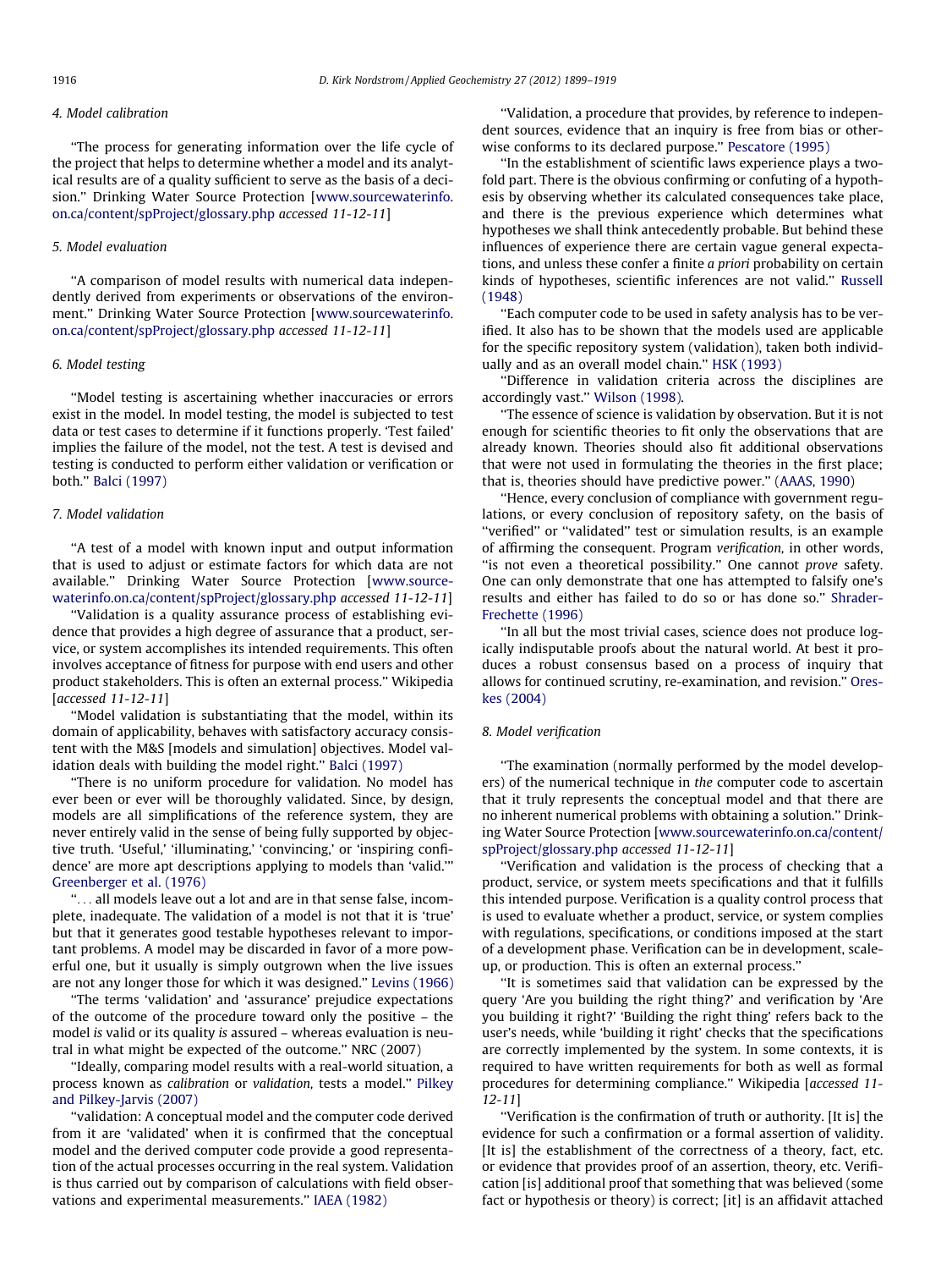### 4. Model calibration

"The process for generating information over the life cycle of the project that helps to determine whether a model and its analytical results are of a quality sufficient to serve as the basis of a decision." Drinking Water Source Protection [www.sourcewaterinfo.on.ca/content/spProject/glossary.php *accessed 11-12-11*]

### 5. Model evaluation

"A comparison of model results with numerical data independently derived from experiments or observations of the environment." Drinking Water Source Protection [www.sourcewaterinfo.on.ca/content/spProject/glossary.php *accessed 11-12-11*]

### 6. Model testing

"Model testing is ascertaining whether inaccuracies or errors exist in the model. In model testing, the model is subjected to test data or test cases to determine if it functions properly. 'Test failed' implies the failure of the model, not the test. A test is devised and testing is conducted to perform either validation or verification or both." Balci (1997)

### 7. Model validation

"A test of a model with known input and output information that is used to adjust or estimate factors for which data are not available." Drinking Water Source Protection [www.sourcewaterinfo.on.ca/content/spProject/glossary.php *accessed 11-12-11*]

"Validation is a quality assurance process of establishing evidence that provides a high degree of assurance that a product, service, or system accomplishes its intended requirements. This often involves acceptance of fitness for purpose with end users and other product stakeholders. This is often an external process." Wikipedia [*accessed 11-12-11*]

"Model validation is substantiating that the model, within its domain of applicability, behaves with satisfactory accuracy consistent with the M&S [models and simulation] objectives. Model validation deals with building the model right." Balci (1997)

"There is no uniform procedure for validation. No model has ever been or ever will be thoroughly validated. Since, by design, models are all simplifications of the reference system, they are never entirely valid in the sense of being fully supported by objective truth. 'Useful,' 'illuminating,' 'convincing,' or 'inspiring confidence' are more apt descriptions applying to models than 'valid.'" Greenberger et al. (1976)

"... all models leave out a lot and are in that sense false, incomplete, inadequate. The validation of a model is not that it is 'true' but that it generates good testable hypotheses relevant to important problems. A model may be discarded in favor of a more powerful one, but it usually is simply outgrown when the live issues are not any longer those for which it was designed." Levins (1966)

"The terms 'validation' and 'assurance' prejudice expectations of the outcome of the procedure toward only the positive – the model *is* valid or its quality *is* assured – whereas evaluation is neutral in what might be expected of the outcome." NRC (2007)

"Ideally, comparing model results with a real-world situation, a process known as *calibration* or *validation*, tests a model." Pilkey and Pilkey-Jarvis (2007)

"validation: A conceptual model and the computer code derived from it are 'validated' when it is confirmed that the conceptual model and the derived computer code provide a good representation of the actual processes occurring in the real system. Validation is thus carried out by comparison of calculations with field observations and experimental measurements." IAEA (1982)

"Validation, a procedure that provides, by reference to independent sources, evidence that an inquiry is free from bias or otherwise conforms to its declared purpose." Pescatore (1995)

"In the establishment of scientific laws experience plays a twofold part. There is the obvious confirming or confuting of a hypothesis by observing whether its calculated consequences take place, and there is the previous experience which determines what hypotheses we shall think antecedently probable. But behind these influences of experience there are certain vague general expectations, and unless these confer a finite *a priori* probability on certain kinds of hypotheses, scientific inferences are not valid." Russell (1948)

"Each computer code to be used in safety analysis has to be verified. It also has to be shown that the models used are applicable for the specific repository system (validation), taken both individually and as an overall model chain." HSK (1993)

"Difference in validation criteria across the disciplines are accordingly vast." Wilson (1998).

"The essence of science is validation by observation. But it is not enough for scientific theories to fit only the observations that are already known. Theories should also fit additional observations that were not used in formulating the theories in the first place; that is, theories should have predictive power." (AAAS, 1990)

"Hence, every conclusion of compliance with government regulations, or every conclusion of repository safety, on the basis of "verified" or "validated" test or simulation results, is an example of affirming the consequent. Program *verification*, in other words, "is not even a theoretical possibility." One cannot *prove* safety. One can only demonstrate that one has attempted to falsify one's results and either has failed to do so or has done so." Shrader-Frechette (1996)

"In all but the most trivial cases, science does not produce logically indisputable proofs about the natural world. At best it produces a robust consensus based on a process of inquiry that allows for continued scrutiny, re-examination, and revision." Oreskes (2004)

### 8. Model verification

"The examination (normally performed by the model developers) of the numerical technique in *the* computer code to ascertain that it truly represents the conceptual model and that there are no inherent numerical problems with obtaining a solution." Drinking Water Source Protection [www.sourcewaterinfo.on.ca/content/spProject/glossary.php *accessed 11-12-11*]

"Verification and validation is the process of checking that a product, service, or system meets specifications and that it fulfills this intended purpose. Verification is a quality control process that is used to evaluate whether a product, service, or system complies with regulations, specifications, or conditions imposed at the start of a development phase. Verification can be in development, scale-up, or production. This is often an external process."

"It is sometimes said that validation can be expressed by the query 'Are you building the right thing?' and verification by 'Are you building it right?' 'Building the right thing' refers back to the user's needs, while 'building it right' checks that the specifications are correctly implemented by the system. In some contexts, it is required to have written requirements for both as well as formal procedures for determining compliance." Wikipedia [*accessed 11-12-11*]

"Verification is the confirmation of truth or authority. [It is] the evidence for such a confirmation or a formal assertion of validity. [It is] the establishment of the correctness of a theory, fact, etc. or evidence that provides proof of an assertion, theory, etc. Verification [is] additional proof that something that was believed (some fact or hypothesis or theory) is correct; [it] is an affidavit attached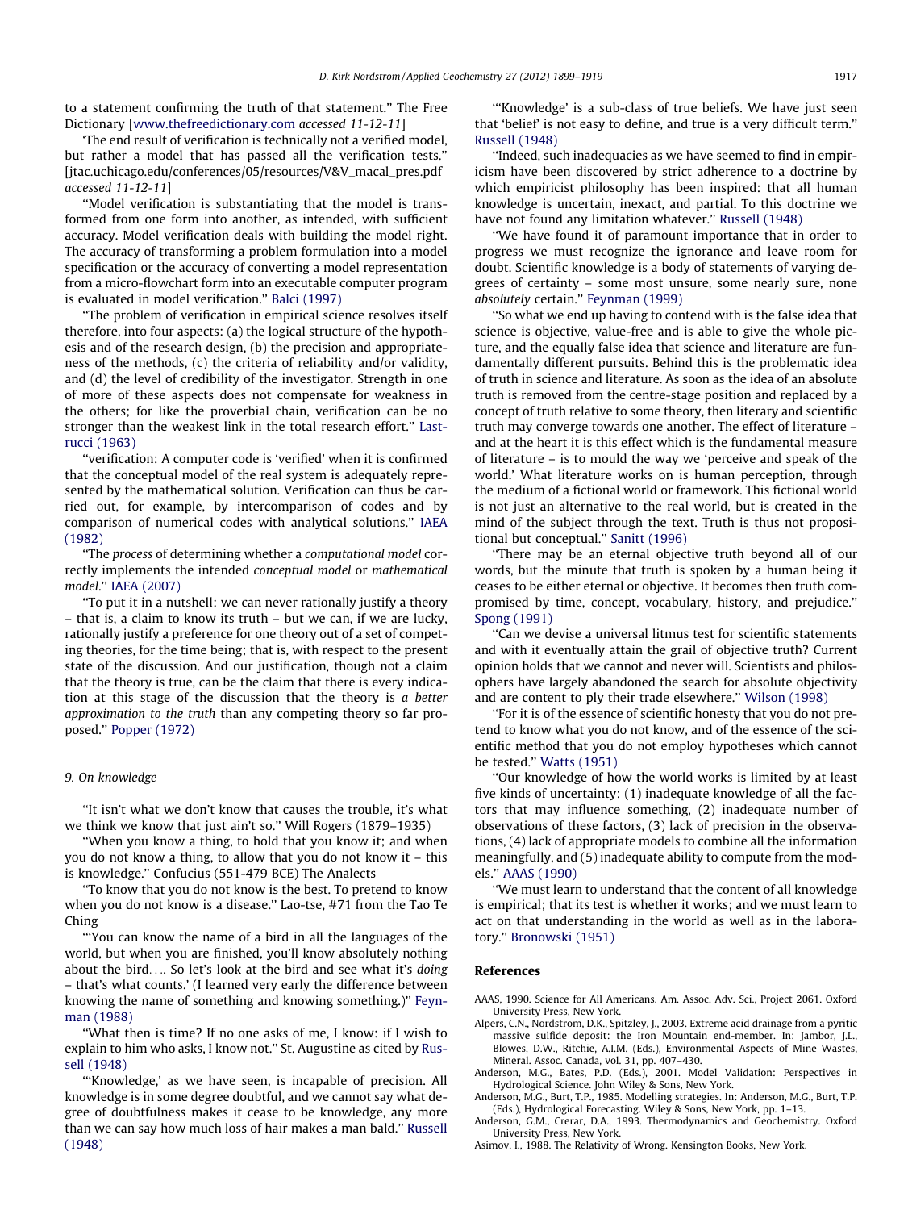to a statement confirming the truth of that statement." The Free Dictionary [www.thefreedictionary.com *accessed 11-12-11*]

'The end result of verification is technically not a verified model, but rather a model that has passed all the verification tests." [jtac.uchicago.edu/conferences/05/resources/V&V_macal_pres.pdf *accessed 11-12-11*]

"Model verification is substantiating that the model is transformed from one form into another, as intended, with sufficient accuracy. Model verification deals with building the model right. The accuracy of transforming a problem formulation into a model specification or the accuracy of converting a model representation from a micro-flowchart form into an executable computer program is evaluated in model verification." Balci (1997)

"The problem of verification in empirical science resolves itself therefore, into four aspects: (a) the logical structure of the hypothesis and of the research design, (b) the precision and appropriateness of the methods, (c) the criteria of reliability and/or validity, and (d) the level of credibility of the investigator. Strength in one of more of these aspects does not compensate for weakness in the others; for like the proverbial chain, verification can be no stronger than the weakest link in the total research effort." Lastrucci (1963)

"verification: A computer code is 'verified' when it is confirmed that the conceptual model of the real system is adequately represented by the mathematical solution. Verification can thus be carried out, for example, by intercomparison of codes and by comparison of numerical codes with analytical solutions." IAEA (1982)

"The *process* of determining whether a *computational model* correctly implements the intended *conceptual model* or *mathematical model*." IAEA (2007)

"To put it in a nutshell: we can never rationally justify a theory – that is, a claim to know its truth – but we can, if we are lucky, rationally justify a preference for one theory out of a set of competing theories, for the time being; that is, with respect to the present state of the discussion. And our justification, though not a claim that the theory is true, can be the claim that there is every indication at this stage of the discussion that the theory is *a better approximation to the truth* than any competing theory so far proposed." Popper (1972)

## 9. On knowledge

"It isn't what we don't know that causes the trouble, it's what we think we know that just ain't so." Will Rogers (1879–1935)

"When you know a thing, to hold that you know it; and when you do not know a thing, to allow that you do not know it – this is knowledge." Confucius (551-479 BCE) The Analects

"To know that you do not know is the best. To pretend to know when you do not know is a disease." Lao-tse, #71 from the Tao Te Ching

"'You can know the name of a bird in all the languages of the world, but when you are finished, you'll know absolutely nothing about the bird.... So let's look at the bird and see what it's *doing* – that's what counts.' (I learned very early the difference between knowing the name of something and knowing something.)" Feynman (1988)

"What then is time? If no one asks of me, I know: if I wish to explain to him who asks, I know not." St. Augustine as cited by Russell (1948)

"'Knowledge,' as we have seen, is incapable of precision. All knowledge is in some degree doubtful, and we cannot say what degree of doubtfulness makes it cease to be knowledge, any more than we can say how much loss of hair makes a man bald." Russell (1948)

"'Knowledge' is a sub-class of true beliefs. We have just seen that 'belief' is not easy to define, and true is a very difficult term." Russell (1948)

"Indeed, such inadequacies as we have seemed to find in empiricism have been discovered by strict adherence to a doctrine by which empiricist philosophy has been inspired: that all human knowledge is uncertain, inexact, and partial. To this doctrine we have not found any limitation whatever." Russell (1948)

"We have found it of paramount importance that in order to progress we must recognize the ignorance and leave room for doubt. Scientific knowledge is a body of statements of varying degrees of certainty – some most unsure, some nearly sure, none *absolutely* certain." Feynman (1999)

"So what we end up having to contend with is the false idea that science is objective, value-free and is able to give the whole picture, and the equally false idea that science and literature are fundamentally different pursuits. Behind this is the problematic idea of truth in science and literature. As soon as the idea of an absolute truth is removed from the centre-stage position and replaced by a concept of truth relative to some theory, then literary and scientific truth may converge towards one another. The effect of literature – and at the heart it is this effect which is the fundamental measure of literature – is to mould the way we 'perceive and speak of the world.' What literature works on is human perception, through the medium of a fictional world or framework. This fictional world is not just an alternative to the real world, but is created in the mind of the subject through the text. Truth is thus not propositional but conceptual." Sanitt (1996)

"There may be an eternal objective truth beyond all of our words, but the minute that truth is spoken by a human being it ceases to be either eternal or objective. It becomes then truth compromised by time, concept, vocabulary, history, and prejudice." Spong (1991)

"Can we devise a universal litmus test for scientific statements and with it eventually attain the grail of objective truth? Current opinion holds that we cannot and never will. Scientists and philosophers have largely abandoned the search for absolute objectivity and are content to ply their trade elsewhere." Wilson (1998)

"For it is of the essence of scientific honesty that you do not pretend to know what you do not know, and of the essence of the scientific method that you do not employ hypotheses which cannot be tested." Watts (1951)

"Our knowledge of how the world works is limited by at least five kinds of uncertainty: (1) inadequate knowledge of all the factors that may influence something, (2) inadequate number of observations of these factors, (3) lack of precision in the observations, (4) lack of appropriate models to combine all the information meaningfully, and (5) inadequate ability to compute from the models." AAAS (1990)

"We must learn to understand that the content of all knowledge is empirical; that its test is whether it works; and we must learn to act on that understanding in the world as well as in the laboratory." Bronowski (1951)

## References

AAAS, 1990. Science for All Americans. Am. Assoc. Adv. Sci., Project 2061. Oxford University Press, New York.

Alpers, C.N., Nordstrom, D.K., Spitzley, J., 2003. Extreme acid drainage from a pyritic massive sulfide deposit: the Iron Mountain end-member. In: Jambor, J.L., Blowes, D.W., Ritchie, A.I.M. (Eds.), Environmental Aspects of Mine Wastes, Mineral. Assoc. Canada, vol. 31, pp. 407–430.

Anderson, M.G., Bates, P.D. (Eds.), 2001. Model Validation: Perspectives in Hydrological Science. John Wiley & Sons, New York.

Anderson, M.G., Burt, T.P., 1985. Modelling strategies. In: Anderson, M.G., Burt, T.P. (Eds.), Hydrological Forecasting. Wiley & Sons, New York, pp. 1–13.

Anderson, G.M., Crerar, D.A., 1993. Thermodynamics and Geochemistry. Oxford University Press, New York.

Asimov, I., 1988. The Relativity of Wrong. Kensington Books, New York.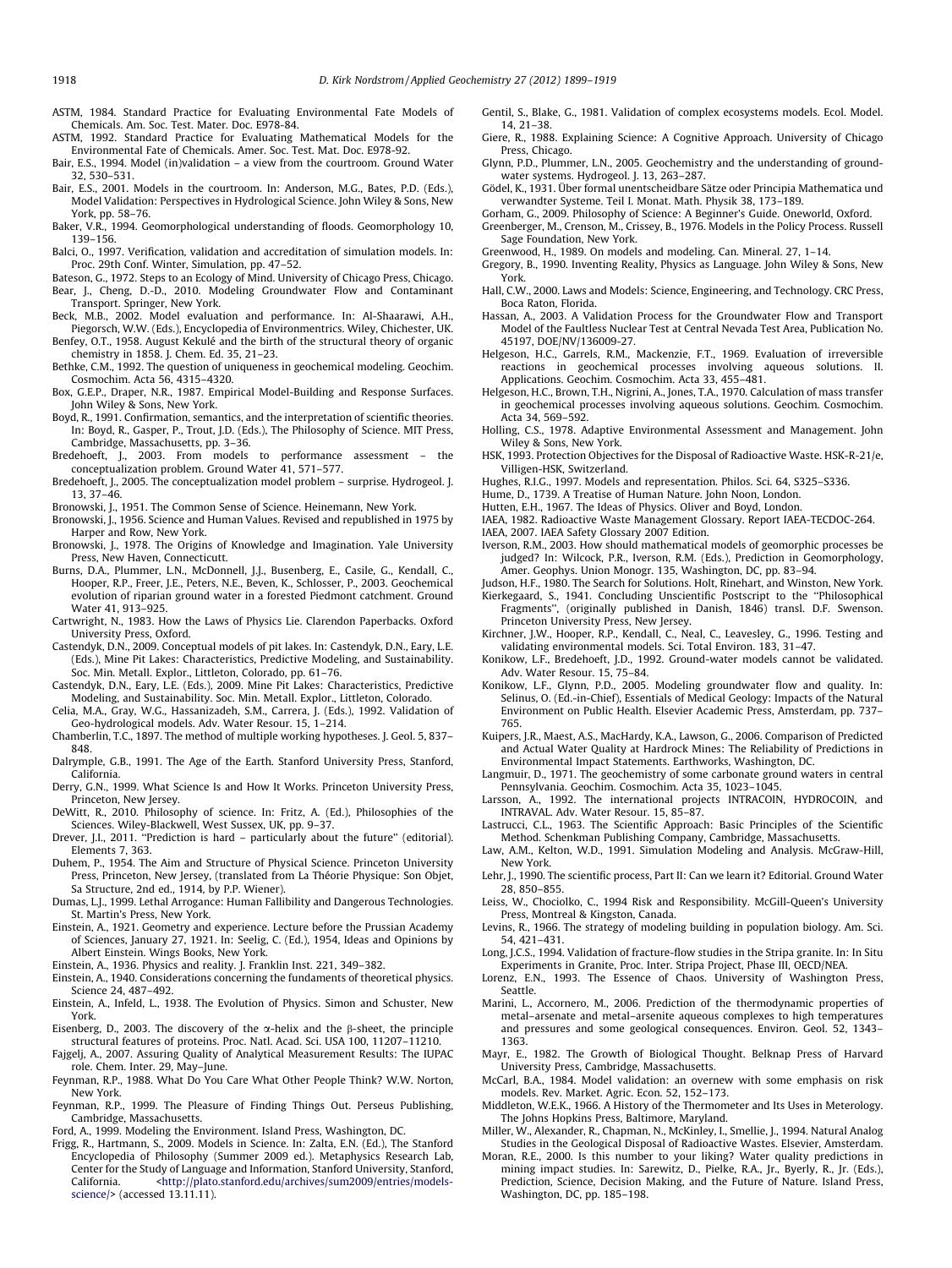ASTM, 1984. Standard Practice for Evaluating Environmental Fate Models of Chemicals. Am. Soc. Test. Mater. Doc. E978-84.

ASTM, 1992. Standard Practice for Evaluating Mathematical Models for the Environmental Fate of Chemicals. Amer. Soc. Test. Mat. Doc. E978-92.

Bair, E.S., 1994. Model (in)validation – a view from the courtroom. Ground Water 32, 530–531.

Bair, E.S., 2001. Models in the courtroom. In: Anderson, M.G., Bates, P.D. (Eds.), Model Validation: Perspectives in Hydrological Science. John Wiley & Sons, New York, pp. 58–76.

Baker, V.R., 1994. Geomorphological understanding of floods. Geomorphology 10, 139–156.

Balci, O., 1997. Verification, validation and accreditation of simulation models. In: Proc. 29th Conf. Winter, Simulation, pp. 47–52.

Bateson, G., 1972. Steps to an Ecology of Mind. University of Chicago Press, Chicago.

Bear, J., Cheng, D.-D., 2010. Modeling Groundwater Flow and Contaminant Transport. Springer, New York.

Beck, M.B., 2002. Model evaluation and performance. In: Al-Shaarawi, A.H., Piegorsch, W.W. (Eds.), Encyclopedia of Environmentrics. Wiley, Chichester, UK.

Benfey, O.T., 1958. August Kekulé and the birth of the structural theory of organic chemistry in 1858. J. Chem. Ed. 35, 21–23.

Bethke, C.M., 1992. The question of uniqueness in geochemical modeling. Geochim. Cosmochim. Acta 56, 4315–4320.

Box, G.E.P., Draper, N.R., 1987. Empirical Model-Building and Response Surfaces. John Wiley & Sons, New York.

Boyd, R., 1991. Confirmation, semantics, and the interpretation of scientific theories. In: Boyd, R., Gasper, P., Trout, J.D. (Eds.), The Philosophy of Science. MIT Press, Cambridge, Massachusetts, pp. 3–36.

Bredehoeft, J., 2003. From models to performance assessment – the conceptualization problem. Ground Water 41, 571–577.

Bredehoeft, J., 2005. The conceptualization model problem – surprise. Hydrogeol. J. 13, 37–46.

Bronowski, J., 1951. The Common Sense of Science. Heinemann, New York.

Bronowski, J., 1956. Science and Human Values. Revised and republished in 1975 by Harper and Row, New York.

Bronowski, J., 1978. The Origins of Knowledge and Imagination. Yale University Press, New Haven, Connecticutt.

Burns, D.A., Plummer, L.N., McDonnell, J.J., Busenberg, E., Casile, G., Kendall, C., Hooper, R.P., Freer, J.E., Peters, N.E., Beven, K., Schlosser, P., 2003. Geochemical evolution of riparian ground water in a forested Piedmont catchment. Ground Water 41, 913–925.

Cartwright, N., 1983. How the Laws of Physics Lie. Clarendon Paperbacks. Oxford University Press, Oxford.

Castendyk, D.N., 2009. Conceptual models of pit lakes. In: Castendyk, D.N., Eary, L.E. (Eds.), Mine Pit Lakes: Characteristics, Predictive Modeling, and Sustainability. Soc. Min. Metall. Explor., Littleton, Colorado, pp. 61–76.

Castendyk, D.N., Eary, L.E. (Eds.), 2009. Mine Pit Lakes: Characteristics, Predictive Modeling, and Sustainability. Soc. Min. Metall. Explor., Littleton, Colorado.

Celia, M.A., Gray, W.G., Hassanizadeh, S.M., Carrera, J. (Eds.), 1992. Validation of Geo-hydrological models. Adv. Water Resour. 15, 1–214.

Chamberlin, T.C., 1897. The method of multiple working hypotheses. J. Geol. 5, 837–848.

Dalrymple, G.B., 1991. The Age of the Earth. Stanford University Press, Stanford, California.

Derry, G.N., 1999. What Science Is and How It Works. Princeton University Press, Princeton, New Jersey.

DeWitt, R., 2010. Philosophy of science. In: Fritz, A. (Ed.), Philosophies of the Sciences. Wiley-Blackwell, West Sussex, UK, pp. 9–37.

Drever, J.I., 2011. "Prediction is hard – particularly about the future" (editorial). Elements 7, 363.

Duhem, P., 1954. The Aim and Structure of Physical Science. Princeton University Press, Princeton, New Jersey, (translated from La Théorie Physique: Son Objet, Sa Structure, 2nd ed., 1914, by P.P. Wiener).

Dumas, L.J., 1999. Lethal Arrogance: Human Fallibility and Dangerous Technologies. St. Martin's Press, New York.

Einstein, A., 1921. Geometry and experience. Lecture before the Prussian Academy of Sciences, January 27, 1921. In: Seelig, C. (Ed.), 1954, Ideas and Opinions by Albert Einstein. Wings Books, New York.

Einstein, A., 1936. Physics and reality. J. Franklin Inst. 221, 349–382.

Einstein, A., 1940. Considerations concerning the fundaments of theoretical physics. Science 24, 487–492.

Einstein, A., Infeld, L., 1938. The Evolution of Physics. Simon and Schuster, New York.

Eisenberg, D., 2003. The discovery of the $\alpha$-helix and the $\beta$-sheet, the principle structural features of proteins. Proc. Natl. Acad. Sci. USA 100, 11207–11210.

Fajgelj, A., 2007. Assuring Quality of Analytical Measurement Results: The IUPAC role. Chem. Inter. 29, May–June.

Feynman, R.P., 1988. What Do You Care What Other People Think? W.W. Norton, New York.

Feynman, R.P., 1999. The Pleasure of Finding Things Out. Perseus Publishing, Cambridge, Massachusetts.

Ford, A., 1999. Modeling the Environment. Island Press, Washington, DC.

Frigg, R., Hartmann, S., 2009. Models in Science. In: Zalta, E.N. (Ed.), The Stanford Encyclopedia of Philosophy (Summer 2009 ed.). Metaphysics Research Lab, Center for the Study of Language and Information, Stanford University, Stanford, California. <http://plato.stanford.edu/archives/sum2009/entries/models-science/> (accessed 13.11.11).

Gentil, S., Blake, G., 1981. Validation of complex ecosystems models. Ecol. Model. 14, 21–38.

Giere, R., 1988. Explaining Science: A Cognitive Approach. University of Chicago Press, Chicago.

Glynn, P.D., Plummer, L.N., 2005. Geochemistry and the understanding of ground-water systems. Hydrogeol. J. 13, 263–287.

Gödel, K., 1931. Über formal unentscheidbare Sätze oder Principia Mathematica und verwandter Systeme. Teil I. Monat. Math. Physik 38, 173–189.

Gorham, G., 2009. Philosophy of Science: A Beginner's Guide. Oneworld, Oxford.

Greenberger, M., Crenson, M., Crissey, B., 1976. Models in the Policy Process. Russell Sage Foundation, New York.

Greenwood, H., 1989. On models and modeling. Can. Mineral. 27, 1–14.

Gregory, B., 1990. Inventing Reality, Physics as Language. John Wiley & Sons, New York.

Hall, C.W., 2000. Laws and Models: Science, Engineering, and Technology. CRC Press, Boca Raton, Florida.

Hassan, A., 2003. A Validation Process for the Groundwater Flow and Transport Model of the Faultless Nuclear Test at Central Nevada Test Area, Publication No. 45197, DOE/NV/136009-27.

Helgeson, H.C., Garrels, R.M., Mackenzie, F.T., 1969. Evaluation of irreversible reactions in geochemical processes involving aqueous solutions. II. Applications. Geochim. Cosmochim. Acta 33, 455–481.

Helgeson, H.C., Brown, T.H., Nigrini, A., Jones, T.A., 1970. Calculation of mass transfer in geochemical processes involving aqueous solutions. Geochim. Cosmochim. Acta 34, 569–592.

Holling, C.S., 1978. Adaptive Environmental Assessment and Management. John Wiley & Sons, New York.

HSK, 1993. Protection Objectives for the Disposal of Radioactive Waste. HSK-R-21/e, Villigen-HSK, Switzerland.

Hughes, R.I.G., 1997. Models and representation. Philos. Sci. 64, S325–S336.

Hume, D., 1739. A Treatise of Human Nature. John Noon, London.

Hutten, E.H., 1967. The Ideas of Physics. Oliver and Boyd, London.

IAEA, 1982. Radioactive Waste Management Glossary. Report IAEA-TECDOC-264.

IAEA, 2007. IAEA Safety Glossary 2007 Edition.

Iverson, R.M., 2003. How should mathematical models of geomorphic processes be judged? In: Wilcock, P.R., Iverson, R.M. (Eds.), Prediction in Geomorphology, Amer. Geophys. Union Monogr. 135, Washington, DC, pp. 83–94.

Judson, H.F., 1980. The Search for Solutions. Holt, Rinehart, and Winston, New York.

Kierkegaard, S., 1941. Concluding Unscientific Postscript to the "Philosophical Fragments", (originally published in Danish, 1846) transl. D.F. Swenson. Princeton University Press, New Jersey.

Kirchner, J.W., Hooper, R.P., Kendall, C., Neal, C., Leavesley, G., 1996. Testing and validating environmental models. Sci. Total Environ. 183, 31–47.

Konikow, L.F., Bredehoeft, J.D., 1992. Ground-water models cannot be validated. Adv. Water Resour. 15, 75–84.

Konikow, L.F., Glynn, P.D., 2005. Modeling groundwater flow and quality. In: Selinus, O. (Ed.-in-Chief), Essentials of Medical Geology: Impacts of the Natural Environment on Public Health. Elsevier Academic Press, Amsterdam, pp. 737–765.

Kuipers, J.R., Maest, A.S., MacHardy, K.A., Lawson, G., 2006. Comparison of Predicted and Actual Water Quality at Hardrock Mines: The Reliability of Predictions in Environmental Impact Statements. Earthworks, Washington, DC.

Langmuir, D., 1971. The geochemistry of some carbonate ground waters in central Pennsylvania. Geochim. Cosmochim. Acta 35, 1023–1045.

Larsson, A., 1992. The international projects INTRACOIN, HYDROCOIN, and INTRAVAL. Adv. Water Resour. 15, 85–87.

Lastrucci, C.L., 1963. The Scientific Approach: Basic Principles of the Scientific Method. Schenkman Publishing Company, Cambridge, Massachusetts.

Law, A.M., Kelton, W.D., 1991. Simulation Modeling and Analysis. McGraw-Hill, New York.

Lehr, J., 1990. The scientific process, Part II: Can we learn it? Editorial. Ground Water 28, 850–855.

Leiss, W., Chociolko, C., 1994 Risk and Responsibility. McGill-Queen's University Press, Montreal & Kingston, Canada.

Levins, R., 1966. The strategy of modeling building in population biology. Am. Sci. 54, 421–431.

Long, J.C.S., 1994. Validation of fracture-flow studies in the Stripa granite. In: In Situ Experiments in Granite, Proc. Inter. Stripa Project, Phase III, OECD/NEA.

Lorenz, E.N., 1993. The Essence of Chaos. University of Washington Press, Seattle.

Marini, L., Accornero, M., 2006. Prediction of the thermodynamic properties of metal–arsenate and metal–arsenite aqueous complexes to high temperatures and pressures and some geological consequences. Environ. Geol. 52, 1343–1363.

Mayr, E., 1982. The Growth of Biological Thought. Belknap Press of Harvard University Press, Cambridge, Massachusetts.

McCarl, B.A., 1984. Model validation: an overnew with some emphasis on risk models. Rev. Market. Agric. Econ. 52, 152–173.

Middleton, W.E.K., 1966. A History of the Thermometer and Its Uses in Meterology. The Johns Hopkins Press, Baltimore, Maryland.

Miller, W., Alexander, R., Chapman, N., McKinley, I., Smellie, J., 1994. Natural Analog Studies in the Geological Disposal of Radioactive Wastes. Elsevier, Amsterdam.

Moran, R.E., 2000. Is this number to your liking? Water quality predictions in mining impact studies. In: Sarewitz, D., Pielke, R.A., Jr., Byerly, R., Jr. (Eds.), Prediction, Science, Decision Making, and the Future of Nature. Island Press, Washington, DC, pp. 185–198.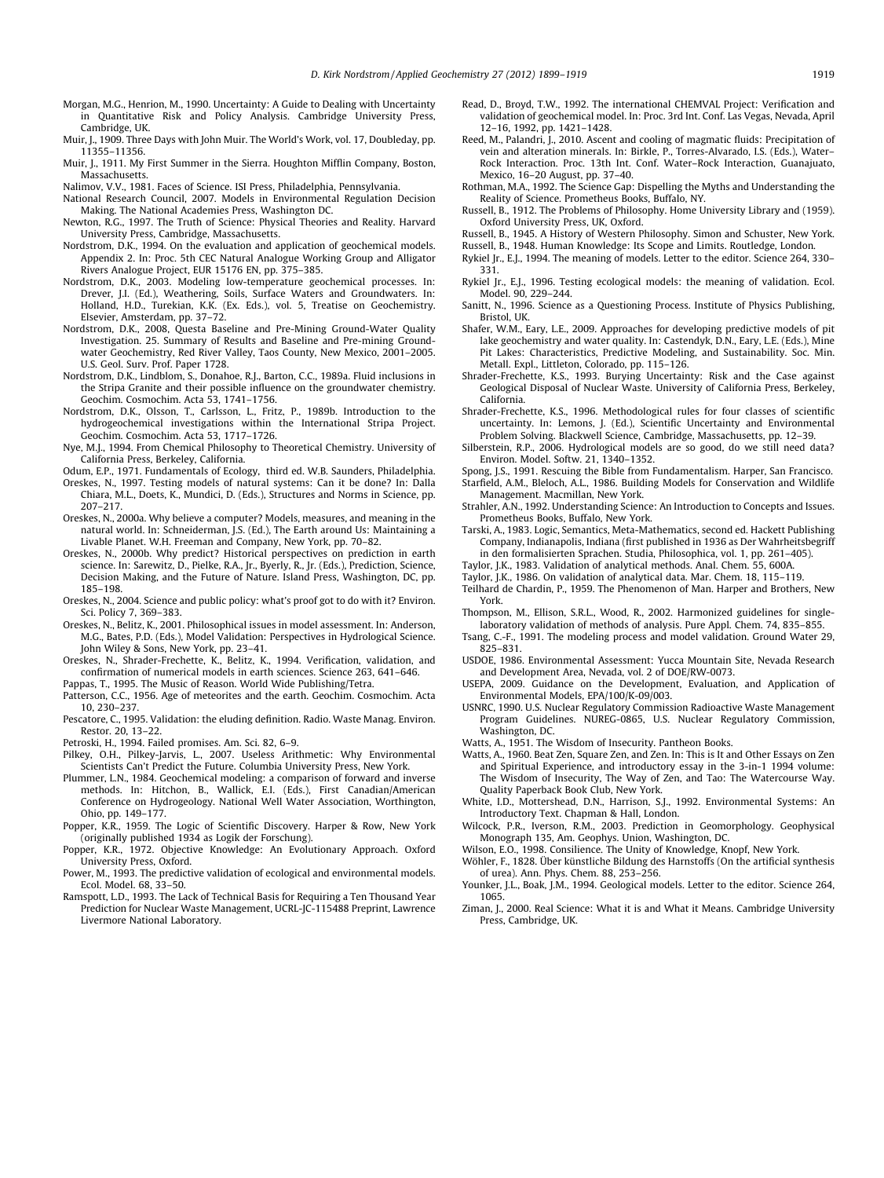Morgan, M.G., Henrion, M., 1990. Uncertainty: A Guide to Dealing with Uncertainty in Quantitative Risk and Policy Analysis. Cambridge University Press, Cambridge, UK.

Muir, J., 1909. Three Days with John Muir. The World's Work, vol. 17, Doubleday, pp. 11355–11356.

Muir, J., 1911. My First Summer in the Sierra. Houghton Mifflin Company, Boston, Massachusetts.

Nalimov, V.V., 1981. Faces of Science. ISI Press, Philadelphia, Pennsylvania.

National Research Council, 2007. Models in Environmental Regulation Decision Making. The National Academies Press, Washington DC.

Newton, R.G., 1997. The Truth of Science: Physical Theories and Reality. Harvard University Press, Cambridge, Massachusetts.

Nordstrom, D.K., 1994. On the evaluation and application of geochemical models. Appendix 2. In: Proc. 5th CEC Natural Analogue Working Group and Alligator Rivers Analogue Project, EUR 15176 EN, pp. 375–385.

Nordstrom, D.K., 2003. Modeling low-temperature geochemical processes. In: Drever, J.I. (Ed.), Weathering, Soils, Surface Waters and Groundwaters. In: Holland, H.D., Turekian, K.K. (Ex. Eds.), vol. 5, Treatise on Geochemistry. Elsevier, Amsterdam, pp. 37–72.

Nordstrom, D.K., 2008, Questa Baseline and Pre-Mining Ground-Water Quality Investigation. 25. Summary of Results and Baseline and Pre-mining Groundwater Geochemistry, Red River Valley, Taos County, New Mexico, 2001–2005. U.S. Geol. Surv. Prof. Paper 1728.

Nordstrom, D.K., Lindblom, S., Donahoe, R.J., Barton, C.C., 1989a. Fluid inclusions in the Stripa Granite and their possible influence on the groundwater chemistry. Geochim. Cosmochim. Acta 53, 1741–1756.

Nordstrom, D.K., Olsson, T., Carlsson, L., Fritz, P., 1989b. Introduction to the hydrogeochemical investigations within the International Stripa Project. Geochim. Cosmochim. Acta 53, 1717–1726.

Nye, M.J., 1994. From Chemical Philosophy to Theoretical Chemistry. University of California Press, Berkeley, California.

Odum, E.P., 1971. Fundamentals of Ecology, third ed. W.B. Saunders, Philadelphia.

Oreskes, N., 1997. Testing models of natural systems: Can it be done? In: Dalla Chiara, M.L., Doets, K., Mundici, D. (Eds.), Structures and Norms in Science, pp. 207–217.

Oreskes, N., 2000a. Why believe a computer? Models, measures, and meaning in the natural world. In: Schneiderman, J.S. (Ed.), The Earth around Us: Maintaining a Livable Planet. W.H. Freeman and Company, New York, pp. 70–82.

Oreskes, N., 2000b. Why predict? Historical perspectives on prediction in earth science. In: Sarewitz, D., Pielke, R.A., Jr., Byerly, R., Jr. (Eds.), Prediction, Science, Decision Making, and the Future of Nature. Island Press, Washington, DC, pp. 185–198.

Oreskes, N., 2004. Science and public policy: what's proof got to do with it? Environ. Sci. Policy 7, 369–383.

Oreskes, N., Belitz, K., 2001. Philosophical issues in model assessment. In: Anderson, M.G., Bates, P.D. (Eds.), Model Validation: Perspectives in Hydrological Science. John Wiley & Sons, New York, pp. 23–41.

Oreskes, N., Shrader-Frechette, K., Belitz, K., 1994. Verification, validation, and confirmation of numerical models in earth sciences. Science 263, 641–646.

Pappas, T., 1995. The Music of Reason. World Wide Publishing/Tetra.

Patterson, C.C., 1956. Age of meteorites and the earth. Geochim. Cosmochim. Acta 10, 230–237.

Pescatore, C., 1995. Validation: the eluding definition. Radio. Waste Manag. Environ. Restor. 20, 13–22.

Petroski, H., 1994. Failed promises. Am. Sci. 82, 6–9.

Pilkey, O.H., Pilkey-Jarvis, L., 2007. Useless Arithmetic: Why Environmental Scientists Can't Predict the Future. Columbia University Press, New York.

Plummer, L.N., 1984. Geochemical modeling: a comparison of forward and inverse methods. In: Hitchon, B., Wallick, E.I. (Eds.), First Canadian/American Conference on Hydrogeology. National Well Water Association, Worthington, Ohio, pp. 149–177.

Popper, K.R., 1959. The Logic of Scientific Discovery. Harper & Row, New York (originally published 1934 as Logik der Forschung).

Popper, K.R., 1972. Objective Knowledge: An Evolutionary Approach. Oxford University Press, Oxford.

Power, M., 1993. The predictive validation of ecological and environmental models. Ecol. Model. 68, 33–50.

Ramspott, L.D., 1993. The Lack of Technical Basis for Requiring a Ten Thousand Year Prediction for Nuclear Waste Management, UCRL-JC-115488 Preprint, Lawrence Livermore National Laboratory.

Read, D., Broyd, T.W., 1992. The international CHEMVAL Project: Verification and validation of geochemical model. In: Proc. 3rd Int. Conf. Las Vegas, Nevada, April 12–16, 1992, pp. 1421–1428.

Reed, M., Palandri, J., 2010. Ascent and cooling of magmatic fluids: Precipitation of vein and alteration minerals. In: Birkle, P., Torres-Alvarado, I.S. (Eds.), Water–Rock Interaction. Proc. 13th Int. Conf. Water–Rock Interaction, Guanajuato, Mexico, 16–20 August, pp. 37–40.

Rothman, M.A., 1992. The Science Gap: Dispelling the Myths and Understanding the Reality of Science. Prometheus Books, Buffalo, NY.

Russell, B., 1912. The Problems of Philosophy. Home University Library and (1959). Oxford University Press, UK, Oxford.

Russell, B., 1945. A History of Western Philosophy. Simon and Schuster, New York.

Russell, B., 1948. Human Knowledge: Its Scope and Limits. Routledge, London.

Rykiel Jr., E.J., 1994. The meaning of models. Letter to the editor. Science 264, 330–331.

Rykiel Jr., E.J., 1996. Testing ecological models: the meaning of validation. Ecol. Model. 90, 229–244.

Sanitt, N., 1996. Science as a Questioning Process. Institute of Physics Publishing, Bristol, UK.

Shafer, W.M., Eary, L.E., 2009. Approaches for developing predictive models of pit lake geochemistry and water quality. In: Castendyk, D.N., Eary, L.E. (Eds.), Mine Pit Lakes: Characteristics, Predictive Modeling, and Sustainability. Soc. Min. Metall. Expl., Littleton, Colorado, pp. 115–126.

Shrader-Frechette, K.S., 1993. Burying Uncertainty: Risk and the Case against Geological Disposal of Nuclear Waste. University of California Press, Berkeley, California.

Shrader-Frechette, K.S., 1996. Methodological rules for four classes of scientific uncertainty. In: Lemons, J. (Ed.), Scientific Uncertainty and Environmental Problem Solving. Blackwell Science, Cambridge, Massachusetts, pp. 12–39.

Silberstein, R.P., 2006. Hydrological models are so good, do we still need data? Environ. Model. Softw. 21, 1340–1352.

Spong, J.S., 1991. Rescuing the Bible from Fundamentalism. Harper, San Francisco.

Starfield, A.M., Bleloch, A.L., 1986. Building Models for Conservation and Wildlife Management. Macmillan, New York.

Strahler, A.N., 1992. Understanding Science: An Introduction to Concepts and Issues. Prometheus Books, Buffalo, New York.

Tarski, A., 1983. Logic, Semantics, Meta-Mathematics, second ed. Hackett Publishing Company, Indianapolis, Indiana (first published in 1936 as Der Wahrheitsbegriff in den formalisierten Sprachen. Studia, Philosophica, vol. 1, pp. 261–405).

Taylor, J.K., 1983. Validation of analytical methods. Anal. Chem. 55, 600A.

Taylor, J.K., 1986. On validation of analytical data. Mar. Chem. 18, 115–119.

Teilhard de Chardin, P., 1959. The Phenomenon of Man. Harper and Brothers, New York.

Thompson, M., Ellison, S.R.L., Wood, R., 2002. Harmonized guidelines for single-laboratory validation of methods of analysis. Pure Appl. Chem. 74, 835–855.

Tsang, C.-F., 1991. The modeling process and model validation. Ground Water 29, 825–831.

USDOE, 1986. Environmental Assessment: Yucca Mountain Site, Nevada Research and Development Area, Nevada, vol. 2 of DOE/RW-0073.

USEPA, 2009. Guidance on the Development, Evaluation, and Application of Environmental Models, EPA/100/K-09/003.

USNRC, 1990. U.S. Nuclear Regulatory Commission Radioactive Waste Management Program Guidelines. NUREG-0865, U.S. Nuclear Regulatory Commission, Washington, DC.

Watts, A., 1951. The Wisdom of Insecurity. Pantheon Books.

Watts, A., 1960. Beat Zen, Square Zen, and Zen. In: This is It and Other Essays on Zen and Spiritual Experience, and introductory essay in the 3-in-1 1994 volume: The Wisdom of Insecurity, The Way of Zen, and Tao: The Watercourse Way. Quality Paperback Book Club, New York.

White, I.D., Mottershead, D.N., Harrison, S.J., 1992. Environmental Systems: An Introductory Text. Chapman & Hall, London.

Wilcock, P.R., Iverson, R.M., 2003. Prediction in Geomorphology. Geophysical Monograph 135, Am. Geophys. Union, Washington, DC.

Wilson, E.O., 1998. Consilience. The Unity of Knowledge, Knopf, New York.

Wöhler, F., 1828. Über künstliche Bildung des Harnstoffs (On the artificial synthesis of urea). Ann. Phys. Chem. 88, 253–256.

Younker, J.L., Boak, J.M., 1994. Geological models. Letter to the editor. Science 264, 1065.

Ziman, J., 2000. Real Science: What it is and What it Means. Cambridge University Press, Cambridge, UK.